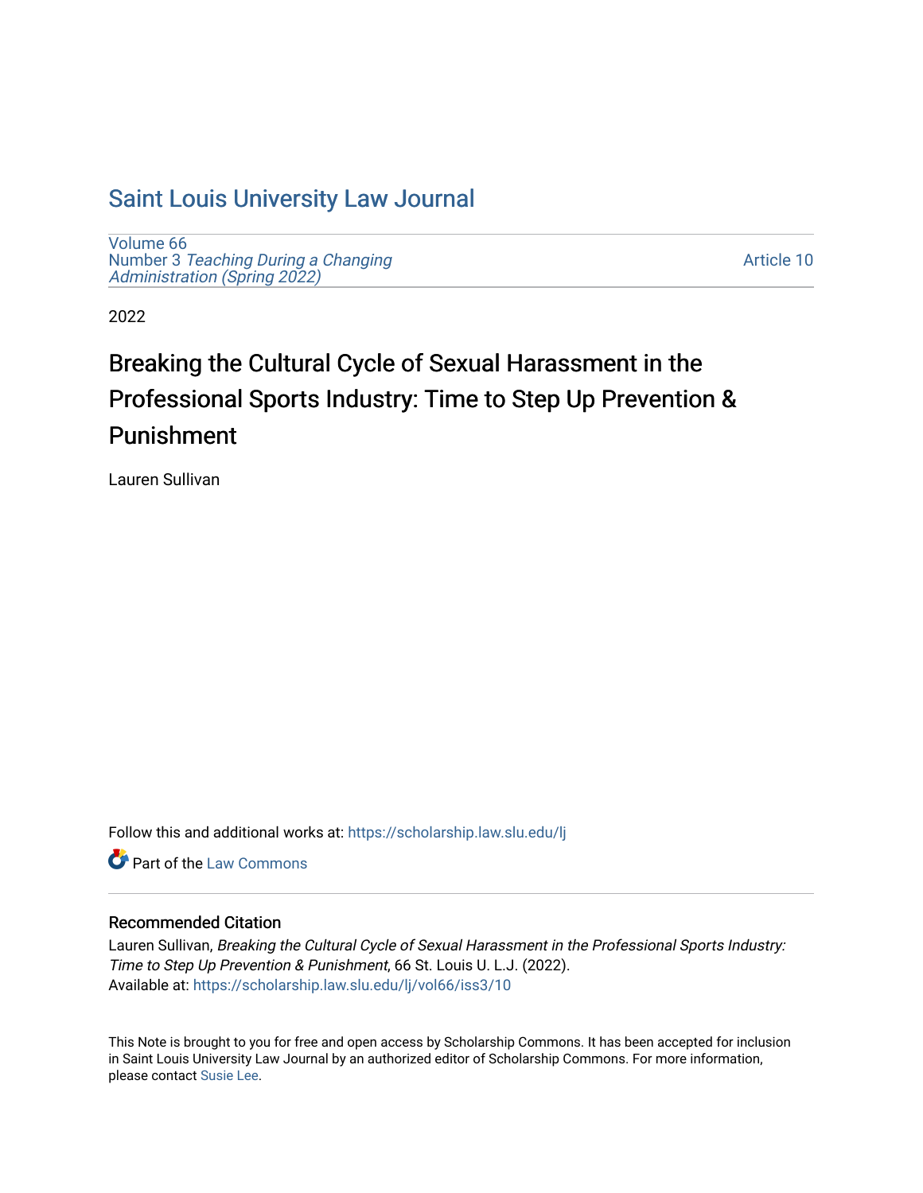# Saint Louis University Law Journal

Volume 66
Number 3 *Teaching During a Changing Administration (Spring 2022)*

Article 10

2022

## Breaking the Cultural Cycle of Sexual Harassment in the Professional Sports Industry: Time to Step Up Prevention & Punishment

Lauren Sullivan

Follow this and additional works at: https://scholarship.law.slu.edu/lj

Part of the Law Commons

### Recommended Citation

Lauren Sullivan, *Breaking the Cultural Cycle of Sexual Harassment in the Professional Sports Industry: Time to Step Up Prevention & Punishment*, 66 St. Louis U. L.J. (2022).
Available at: https://scholarship.law.slu.edu/lj/vol66/iss3/10

This Note is brought to you for free and open access by Scholarship Commons. It has been accepted for inclusion in Saint Louis University Law Journal by an authorized editor of Scholarship Commons. For more information, please contact Susie Lee.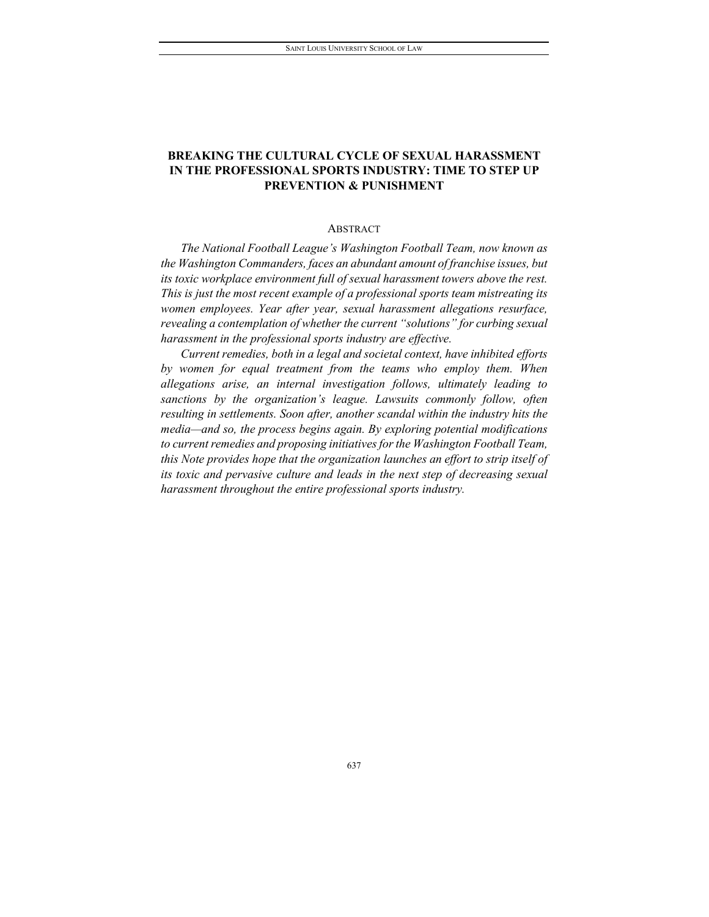# BREAKING THE CULTURAL CYCLE OF SEXUAL HARASSMENT IN THE PROFESSIONAL SPORTS INDUSTRY: TIME TO STEP UP PREVENTION & PUNISHMENT

## ABSTRACT

*The National Football League's Washington Football Team, now known as the Washington Commanders, faces an abundant amount of franchise issues, but its toxic workplace environment full of sexual harassment towers above the rest. This is just the most recent example of a professional sports team mistreating its women employees. Year after year, sexual harassment allegations resurface, revealing a contemplation of whether the current "solutions" for curbing sexual harassment in the professional sports industry are effective.*

*Current remedies, both in a legal and societal context, have inhibited efforts by women for equal treatment from the teams who employ them. When allegations arise, an internal investigation follows, ultimately leading to sanctions by the organization's league. Lawsuits commonly follow, often resulting in settlements. Soon after, another scandal within the industry hits the media—and so, the process begins again. By exploring potential modifications to current remedies and proposing initiatives for the Washington Football Team, this Note provides hope that the organization launches an effort to strip itself of its toxic and pervasive culture and leads in the next step of decreasing sexual harassment throughout the entire professional sports industry.*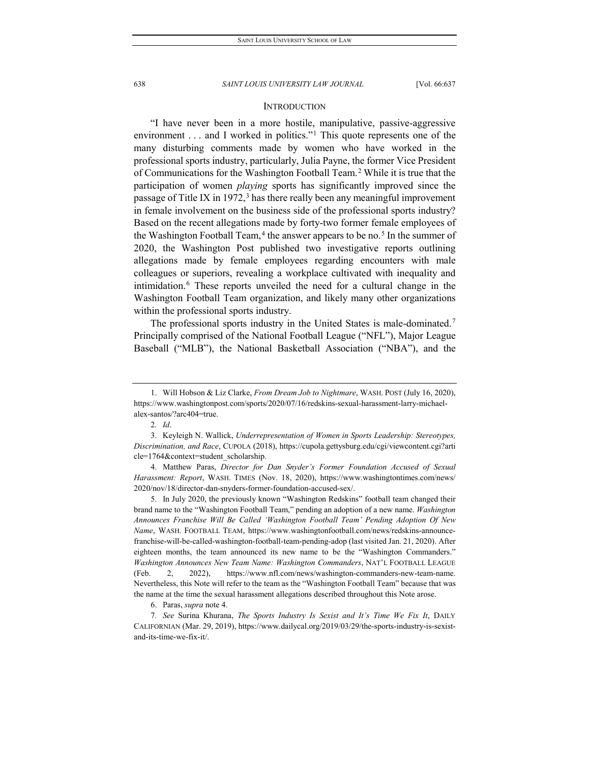## INTRODUCTION

"I have never been in a more hostile, manipulative, passive-aggressive environment . . . and I worked in politics."[1] This quote represents one of the many disturbing comments made by women who have worked in the professional sports industry, particularly, Julia Payne, the former Vice President of Communications for the Washington Football Team.[2] While it is true that the participation of women *playing* sports has significantly improved since the passage of Title IX in 1972,[3] has there really been any meaningful improvement in female involvement on the business side of the professional sports industry? Based on the recent allegations made by forty-two former female employees of the Washington Football Team,[4] the answer appears to be no.[5] In the summer of 2020, the Washington Post published two investigative reports outlining allegations made by female employees regarding encounters with male colleagues or superiors, revealing a workplace cultivated with inequality and intimidation.[6] These reports unveiled the need for a cultural change in the Washington Football Team organization, and likely many other organizations within the professional sports industry.

The professional sports industry in the United States is male-dominated.[7] Principally comprised of the National Football League ("NFL"), Major League Baseball ("MLB"), the National Basketball Association ("NBA"), and the

---

1. Will Hobson & Liz Clarke, *From Dream Job to Nightmare*, WASH. POST (July 16, 2020), https://www.washingtonpost.com/sports/2020/07/16/redskins-sexual-harassment-larry-michael-alex-santos/?arc404=true.

2. *Id*.

3. Keyleigh N. Wallick, *Underrepresentation of Women in Sports Leadership: Stereotypes, Discrimination, and Race*, CUPOLA (2018), https://cupola.gettysburg.edu/cgi/viewcontent.cgi?article=1764&context=student_scholarship.

4. Matthew Paras, *Director for Dan Snyder's Former Foundation Accused of Sexual Harassment: Report*, WASH. TIMES (Nov. 18, 2020), https://www.washingtontimes.com/news/2020/nov/18/director-dan-snyders-former-foundation-accused-sex/.

5. In July 2020, the previously known "Washington Redskins" football team changed their brand name to the "Washington Football Team," pending an adoption of a new name. *Washington Announces Franchise Will Be Called 'Washington Football Team' Pending Adoption Of New Name*, WASH. FOOTBALL TEAM, https://www.washingtonfootball.com/news/redskins-announce-franchise-will-be-called-washington-football-team-pending-adop (last visited Jan. 21, 2020). After eighteen months, the team announced its new name to be the "Washington Commanders." *Washington Announces New Team Name: Washington Commanders*, NAT'L FOOTBALL LEAGUE (Feb. 2, 2022), https://www.nfl.com/news/washington-commanders-new-team-name. Nevertheless, this Note will refer to the team as the "Washington Football Team" because that was the name at the time the sexual harassment allegations described throughout this Note arose.

6. Paras, *supra* note 4.

7. *See* Surina Khurana, *The Sports Industry Is Sexist and It's Time We Fix It*, DAILY CALIFORNIAN (Mar. 29, 2019), https://www.dailycal.org/2019/03/29/the-sports-industry-is-sexist-and-its-time-we-fix-it/.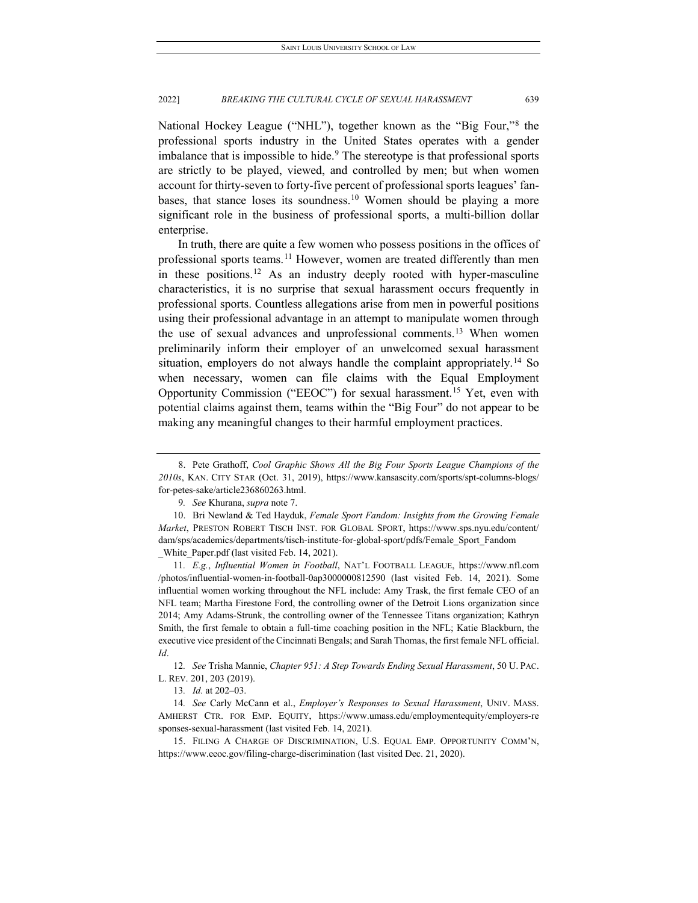National Hockey League ("NHL"), together known as the "Big Four,"[8] the professional sports industry in the United States operates with a gender imbalance that is impossible to hide.[9] The stereotype is that professional sports are strictly to be played, viewed, and controlled by men; but when women account for thirty-seven to forty-five percent of professional sports leagues' fan-bases, that stance loses its soundness.[10] Women should be playing a more significant role in the business of professional sports, a multi-billion dollar enterprise.

In truth, there are quite a few women who possess positions in the offices of professional sports teams.[11] However, women are treated differently than men in these positions.[12] As an industry deeply rooted with hyper-masculine characteristics, it is no surprise that sexual harassment occurs frequently in professional sports. Countless allegations arise from men in powerful positions using their professional advantage in an attempt to manipulate women through the use of sexual advances and unprofessional comments.[13] When women preliminarily inform their employer of an unwelcomed sexual harassment situation, employers do not always handle the complaint appropriately.[14] So when necessary, women can file claims with the Equal Employment Opportunity Commission ("EEOC") for sexual harassment.[15] Yet, even with potential claims against them, teams within the "Big Four" do not appear to be making any meaningful changes to their harmful employment practices.

---

8. Pete Grathoff, *Cool Graphic Shows All the Big Four Sports League Champions of the 2010s*, KAN. CITY STAR (Oct. 31, 2019), https://www.kansascity.com/sports/spt-columns-blogs/for-petes-sake/article236860263.html.

9. *See* Khurana, *supra* note 7.

10. Bri Newland & Ted Hayduk, *Female Sport Fandom: Insights from the Growing Female Market*, PRESTON ROBERT TISCH INST. FOR GLOBAL SPORT, https://www.sps.nyu.edu/content/dam/sps/academics/departments/tisch-institute-for-global-sport/pdfs/Female_Sport_Fandom_White_Paper.pdf (last visited Feb. 14, 2021).

11. *E.g.*, *Influential Women in Football*, NAT'L FOOTBALL LEAGUE, https://www.nfl.com/photos/influential-women-in-football-0ap3000000812590 (last visited Feb. 14, 2021). Some influential women working throughout the NFL include: Amy Trask, the first female CEO of an NFL team; Martha Firestone Ford, the controlling owner of the Detroit Lions organization since 2014; Amy Adams-Strunk, the controlling owner of the Tennessee Titans organization; Kathryn Smith, the first female to obtain a full-time coaching position in the NFL; Katie Blackburn, the executive vice president of the Cincinnati Bengals; and Sarah Thomas, the first female NFL official. *Id*.

12. *See* Trisha Mannie, *Chapter 951: A Step Towards Ending Sexual Harassment*, 50 U. PAC. L. REV. 201, 203 (2019).

13. *Id.* at 202–03.

14. *See* Carly McCann et al., *Employer's Responses to Sexual Harassment*, UNIV. MASS. AMHERST CTR. FOR EMP. EQUITY, https://www.umass.edu/employmentequity/employers-responses-sexual-harassment (last visited Feb. 14, 2021).

15. FILING A CHARGE OF DISCRIMINATION, U.S. EQUAL EMP. OPPORTUNITY COMM'N, https://www.eeoc.gov/filing-charge-discrimination (last visited Dec. 21, 2020).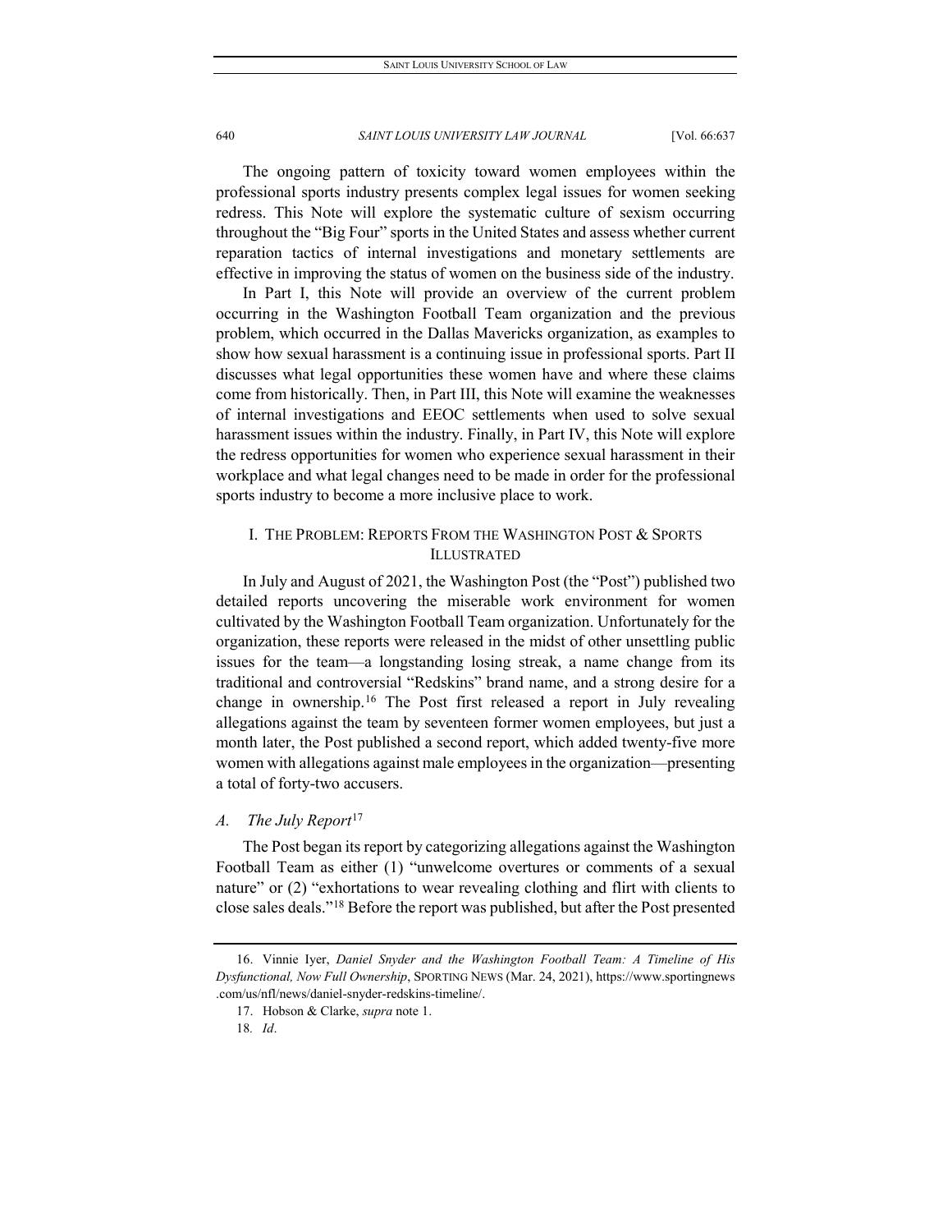The ongoing pattern of toxicity toward women employees within the professional sports industry presents complex legal issues for women seeking redress. This Note will explore the systematic culture of sexism occurring throughout the "Big Four" sports in the United States and assess whether current reparation tactics of internal investigations and monetary settlements are effective in improving the status of women on the business side of the industry.

In Part I, this Note will provide an overview of the current problem occurring in the Washington Football Team organization and the previous problem, which occurred in the Dallas Mavericks organization, as examples to show how sexual harassment is a continuing issue in professional sports. Part II discusses what legal opportunities these women have and where these claims come from historically. Then, in Part III, this Note will examine the weaknesses of internal investigations and EEOC settlements when used to solve sexual harassment issues within the industry. Finally, in Part IV, this Note will explore the redress opportunities for women who experience sexual harassment in their workplace and what legal changes need to be made in order for the professional sports industry to become a more inclusive place to work.

## I. THE PROBLEM: REPORTS FROM THE WASHINGTON POST & SPORTS ILLUSTRATED

In July and August of 2021, the Washington Post (the "Post") published two detailed reports uncovering the miserable work environment for women cultivated by the Washington Football Team organization. Unfortunately for the organization, these reports were released in the midst of other unsettling public issues for the team—a longstanding losing streak, a name change from its traditional and controversial "Redskins" brand name, and a strong desire for a change in ownership.[16] The Post first released a report in July revealing allegations against the team by seventeen former women employees, but just a month later, the Post published a second report, which added twenty-five more women with allegations against male employees in the organization—presenting a total of forty-two accusers.

### *A. The July Report*[17]

The Post began its report by categorizing allegations against the Washington Football Team as either (1) "unwelcome overtures or comments of a sexual nature" or (2) "exhortations to wear revealing clothing and flirt with clients to close sales deals."[18] Before the report was published, but after the Post presented

---

16. Vinnie Iyer, *Daniel Snyder and the Washington Football Team: A Timeline of His Dysfunctional, Now Full Ownership*, SPORTING NEWS (Mar. 24, 2021), https://www.sportingnews.com/us/nfl/news/daniel-snyder-redskins-timeline/.

17. Hobson & Clarke, *supra* note 1.

18. *Id*.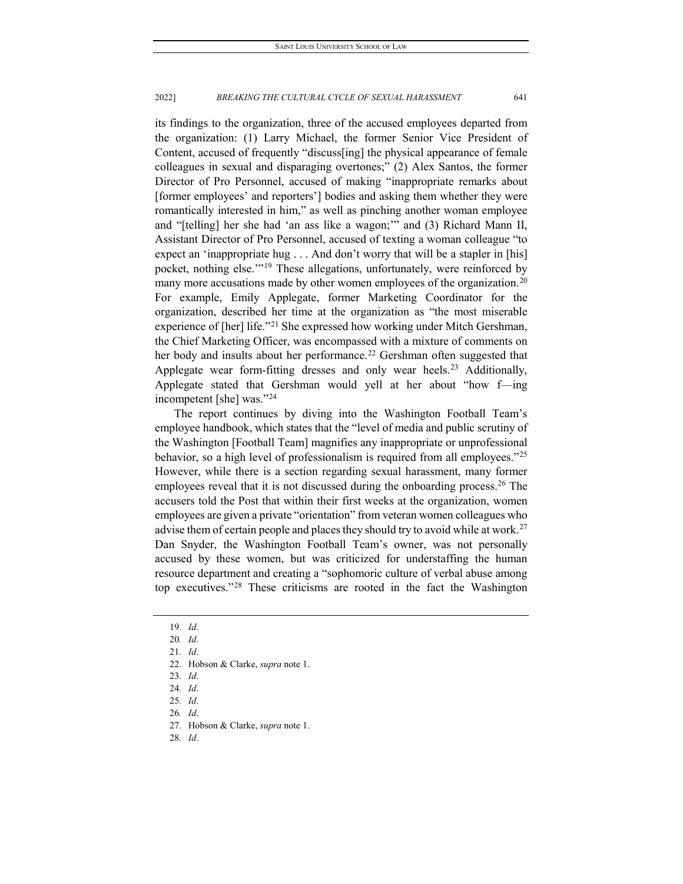its findings to the organization, three of the accused employees departed from the organization: (1) Larry Michael, the former Senior Vice President of Content, accused of frequently "discuss[ing] the physical appearance of female colleagues in sexual and disparaging overtones;" (2) Alex Santos, the former Director of Pro Personnel, accused of making "inappropriate remarks about [former employees' and reporters'] bodies and asking them whether they were romantically interested in him," as well as pinching another woman employee and "[telling] her she had 'an ass like a wagon;'" and (3) Richard Mann II, Assistant Director of Pro Personnel, accused of texting a woman colleague "to expect an 'inappropriate hug . . . And don't worry that will be a stapler in [his] pocket, nothing else.'"[19] These allegations, unfortunately, were reinforced by many more accusations made by other women employees of the organization.[20] For example, Emily Applegate, former Marketing Coordinator for the organization, described her time at the organization as "the most miserable experience of [her] life."[21] She expressed how working under Mitch Gershman, the Chief Marketing Officer, was encompassed with a mixture of comments on her body and insults about her performance.[22] Gershman often suggested that Applegate wear form-fitting dresses and only wear heels.[23] Additionally, Applegate stated that Gershman would yell at her about "how f—ing incompetent [she] was."[24]

The report continues by diving into the Washington Football Team's employee handbook, which states that the "level of media and public scrutiny of the Washington [Football Team] magnifies any inappropriate or unprofessional behavior, so a high level of professionalism is required from all employees."[25] However, while there is a section regarding sexual harassment, many former employees reveal that it is not discussed during the onboarding process.[26] The accusers told the Post that within their first weeks at the organization, women employees are given a private "orientation" from veteran women colleagues who advise them of certain people and places they should try to avoid while at work.[27] Dan Snyder, the Washington Football Team's owner, was not personally accused by these women, but was criticized for understaffing the human resource department and creating a "sophomoric culture of verbal abuse among top executives."[28] These criticisms are rooted in the fact the Washington

19. *Id*.
20. *Id*.
21. *Id*.
22. Hobson & Clarke, *supra* note 1.
23. *Id*.
24. *Id*.
25. *Id*.
26. *Id*.
27. Hobson & Clarke, *supra* note 1.
28. *Id*.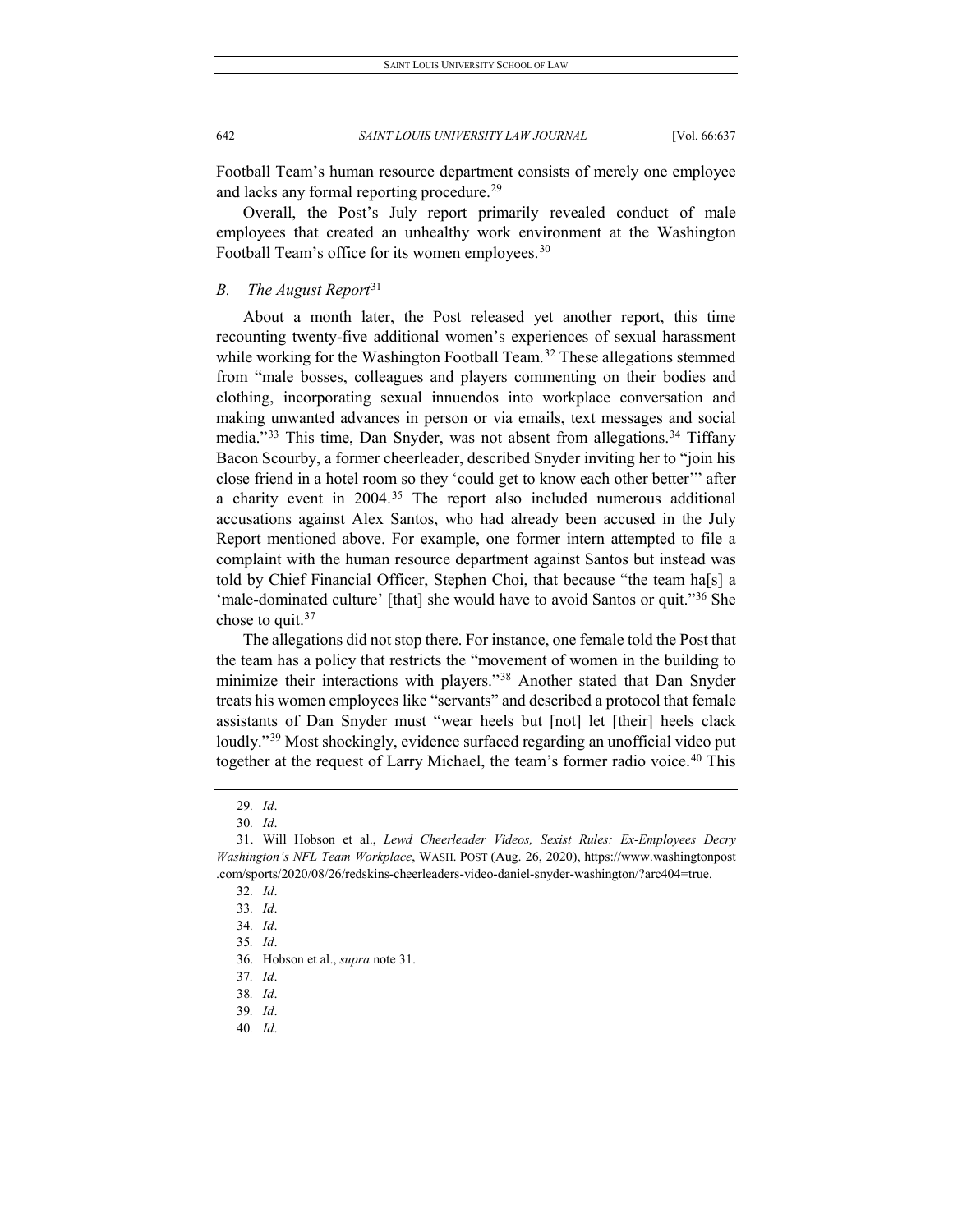Football Team's human resource department consists of merely one employee and lacks any formal reporting procedure.[29]

Overall, the Post's July report primarily revealed conduct of male employees that created an unhealthy work environment at the Washington Football Team's office for its women employees.[30]

### *B. The August Report*[31]

About a month later, the Post released yet another report, this time recounting twenty-five additional women's experiences of sexual harassment while working for the Washington Football Team.[32] These allegations stemmed from "male bosses, colleagues and players commenting on their bodies and clothing, incorporating sexual innuendos into workplace conversation and making unwanted advances in person or via emails, text messages and social media."[33] This time, Dan Snyder, was not absent from allegations.[34] Tiffany Bacon Scourby, a former cheerleader, described Snyder inviting her to "join his close friend in a hotel room so they 'could get to know each other better'" after a charity event in 2004.[35] The report also included numerous additional accusations against Alex Santos, who had already been accused in the July Report mentioned above. For example, one former intern attempted to file a complaint with the human resource department against Santos but instead was told by Chief Financial Officer, Stephen Choi, that because "the team ha[s] a 'male-dominated culture' [that] she would have to avoid Santos or quit."[36] She chose to quit.[37]

The allegations did not stop there. For instance, one female told the Post that the team has a policy that restricts the "movement of women in the building to minimize their interactions with players."[38] Another stated that Dan Snyder treats his women employees like "servants" and described a protocol that female assistants of Dan Snyder must "wear heels but [not] let [their] heels clack loudly."[39] Most shockingly, evidence surfaced regarding an unofficial video put together at the request of Larry Michael, the team's former radio voice.[40] This

---

29. *Id*.

30. *Id*.

31. Will Hobson et al., *Lewd Cheerleader Videos, Sexist Rules: Ex-Employees Decry Washington's NFL Team Workplace*, WASH. POST (Aug. 26, 2020), https://www.washingtonpost.com/sports/2020/08/26/redskins-cheerleaders-video-daniel-snyder-washington/?arc404=true.

32. *Id*.

33. *Id*.

34. *Id*.

35. *Id*.

36. Hobson et al., *supra* note 31.

37. *Id*.

38. *Id*.

39. *Id*.

40. *Id*.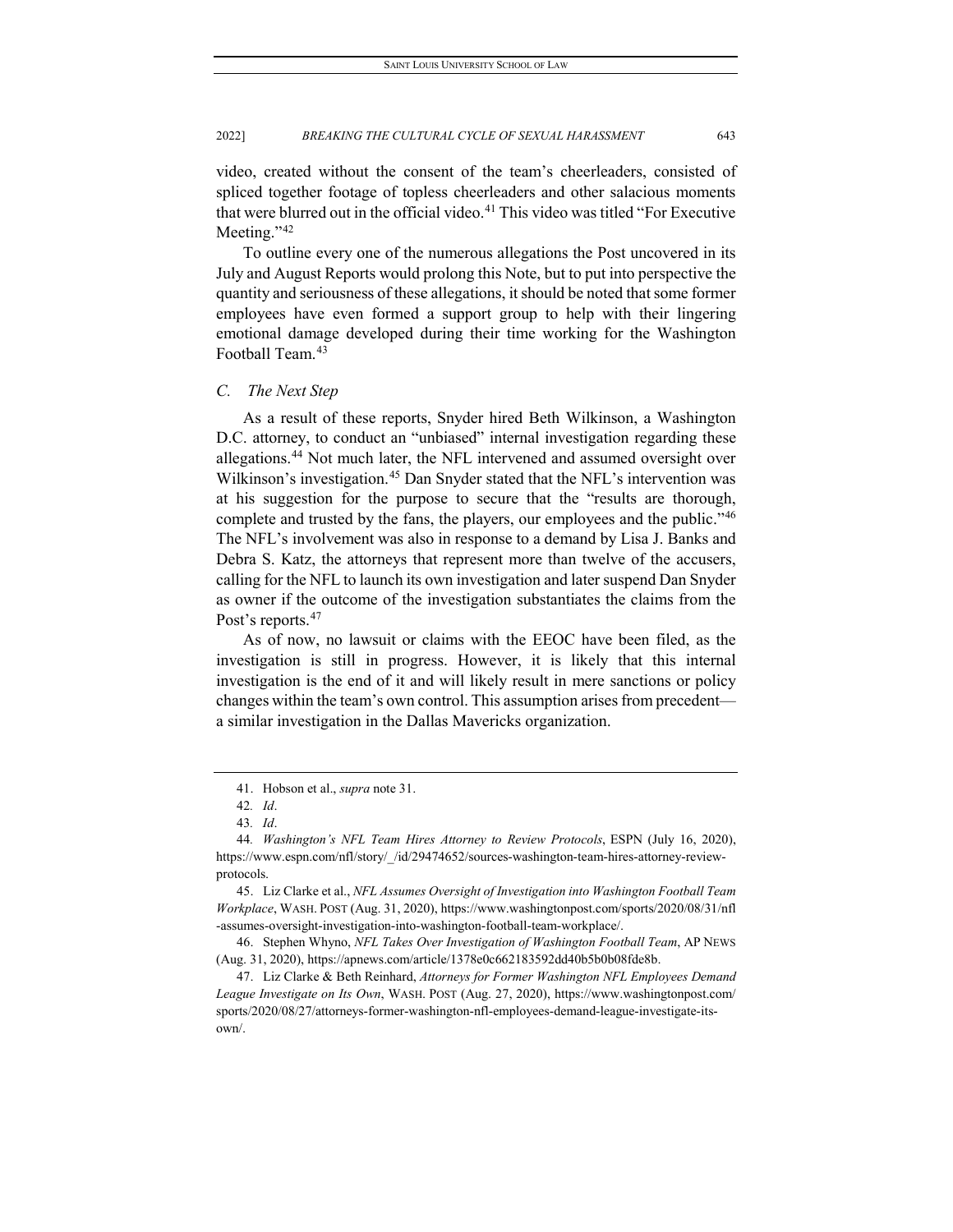video, created without the consent of the team's cheerleaders, consisted of spliced together footage of topless cheerleaders and other salacious moments that were blurred out in the official video.[41] This video was titled "For Executive Meeting."[42]

To outline every one of the numerous allegations the Post uncovered in its July and August Reports would prolong this Note, but to put into perspective the quantity and seriousness of these allegations, it should be noted that some former employees have even formed a support group to help with their lingering emotional damage developed during their time working for the Washington Football Team.[43]

### *C. The Next Step*

As a result of these reports, Snyder hired Beth Wilkinson, a Washington D.C. attorney, to conduct an "unbiased" internal investigation regarding these allegations.[44] Not much later, the NFL intervened and assumed oversight over Wilkinson's investigation.[45] Dan Snyder stated that the NFL's intervention was at his suggestion for the purpose to secure that the "results are thorough, complete and trusted by the fans, the players, our employees and the public."[46] The NFL's involvement was also in response to a demand by Lisa J. Banks and Debra S. Katz, the attorneys that represent more than twelve of the accusers, calling for the NFL to launch its own investigation and later suspend Dan Snyder as owner if the outcome of the investigation substantiates the claims from the Post's reports.[47]

As of now, no lawsuit or claims with the EEOC have been filed, as the investigation is still in progress. However, it is likely that this internal investigation is the end of it and will likely result in mere sanctions or policy changes within the team's own control. This assumption arises from precedent—a similar investigation in the Dallas Mavericks organization.

---

41. Hobson et al., *supra* note 31.

42. *Id*.

43. *Id*.

44. *Washington's NFL Team Hires Attorney to Review Protocols*, ESPN (July 16, 2020), https://www.espn.com/nfl/story/_/id/29474652/sources-washington-team-hires-attorney-review-protocols.

45. Liz Clarke et al., *NFL Assumes Oversight of Investigation into Washington Football Team Workplace*, WASH. POST (Aug. 31, 2020), https://www.washingtonpost.com/sports/2020/08/31/nfl-assumes-oversight-investigation-into-washington-football-team-workplace/.

46. Stephen Whyno, *NFL Takes Over Investigation of Washington Football Team*, AP NEWS (Aug. 31, 2020), https://apnews.com/article/1378e0c662183592dd40b5b0b08fde8b.

47. Liz Clarke & Beth Reinhard, *Attorneys for Former Washington NFL Employees Demand League Investigate on Its Own*, WASH. POST (Aug. 27, 2020), https://www.washingtonpost.com/sports/2020/08/27/attorneys-former-washington-nfl-employees-demand-league-investigate-its-own/.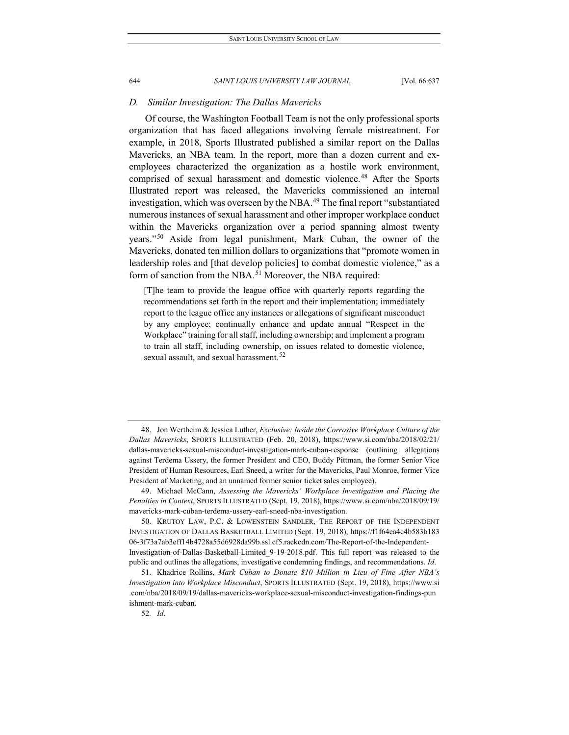### *D. Similar Investigation: The Dallas Mavericks*

Of course, the Washington Football Team is not the only professional sports organization that has faced allegations involving female mistreatment. For example, in 2018, Sports Illustrated published a similar report on the Dallas Mavericks, an NBA team. In the report, more than a dozen current and ex-employees characterized the organization as a hostile work environment, comprised of sexual harassment and domestic violence.[48] After the Sports Illustrated report was released, the Mavericks commissioned an internal investigation, which was overseen by the NBA.[49] The final report "substantiated numerous instances of sexual harassment and other improper workplace conduct within the Mavericks organization over a period spanning almost twenty years."[50] Aside from legal punishment, Mark Cuban, the owner of the Mavericks, donated ten million dollars to organizations that "promote women in leadership roles and [that develop policies] to combat domestic violence," as a form of sanction from the NBA.[51] Moreover, the NBA required:

> [T]he team to provide the league office with quarterly reports regarding the recommendations set forth in the report and their implementation; immediately report to the league office any instances or allegations of significant misconduct by any employee; continually enhance and update annual "Respect in the Workplace" training for all staff, including ownership; and implement a program to train all staff, including ownership, on issues related to domestic violence, sexual assault, and sexual harassment.[52]

---

48. Jon Wertheim & Jessica Luther, *Exclusive: Inside the Corrosive Workplace Culture of the Dallas Mavericks*, SPORTS ILLUSTRATED (Feb. 20, 2018), https://www.si.com/nba/2018/02/21/dallas-mavericks-sexual-misconduct-investigation-mark-cuban-response (outlining allegations against Terdema Ussery, the former President and CEO, Buddy Pittman, the former Senior Vice President of Human Resources, Earl Sneed, a writer for the Mavericks, Paul Monroe, former Vice President of Marketing, and an unnamed former senior ticket sales employee).

49. Michael McCann, *Assessing the Mavericks' Workplace Investigation and Placing the Penalties in Context*, SPORTS ILLUSTRATED (Sept. 19, 2018), https://www.si.com/nba/2018/09/19/mavericks-mark-cuban-terdema-ussery-earl-sneed-nba-investigation.

50. KRUTOY LAW, P.C. & LOWENSTEIN SANDLER, THE REPORT OF THE INDEPENDENT INVESTIGATION OF DALLAS BASKETBALL LIMITED (Sept. 19, 2018), https://f1f64ea4c4b583b18306-3f73a7ab3eff14b4728a55d6928da99b.ssl.cf5.rackcdn.com/The-Report-of-the-Independent-Investigation-of-Dallas-Basketball-Limited_9-19-2018.pdf. This full report was released to the public and outlines the allegations, investigative condemning findings, and recommendations. *Id*.

51. Khadrice Rollins, *Mark Cuban to Donate $10 Million in Lieu of Fine After NBA's Investigation into Workplace Misconduct*, SPORTS ILLUSTRATED (Sept. 19, 2018), https://www.si.com/nba/2018/09/19/dallas-mavericks-workplace-sexual-misconduct-investigation-findings-punishment-mark-cuban.

52. *Id*.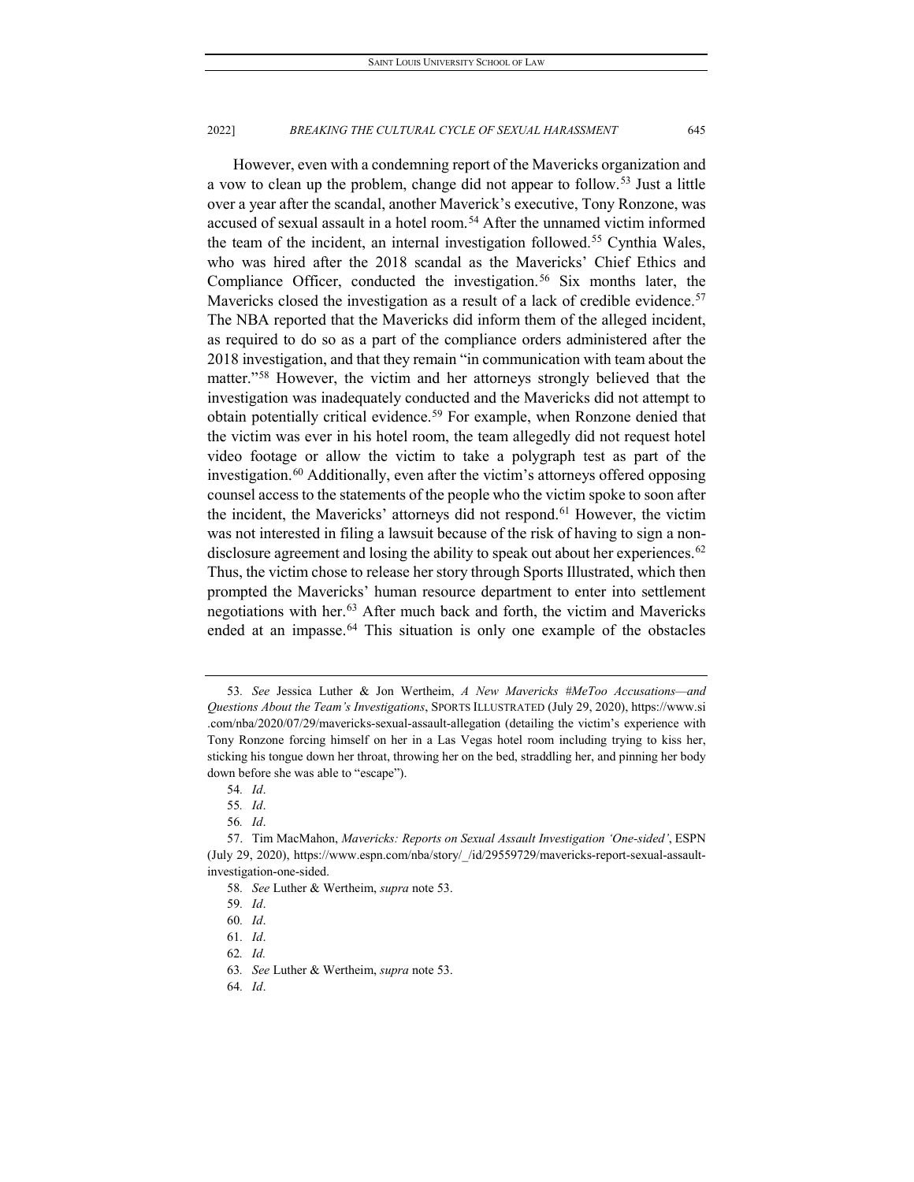However, even with a condemning report of the Mavericks organization and a vow to clean up the problem, change did not appear to follow.[53] Just a little over a year after the scandal, another Maverick's executive, Tony Ronzone, was accused of sexual assault in a hotel room.[54] After the unnamed victim informed the team of the incident, an internal investigation followed.[55] Cynthia Wales, who was hired after the 2018 scandal as the Mavericks' Chief Ethics and Compliance Officer, conducted the investigation.[56] Six months later, the Mavericks closed the investigation as a result of a lack of credible evidence.[57] The NBA reported that the Mavericks did inform them of the alleged incident, as required to do so as a part of the compliance orders administered after the 2018 investigation, and that they remain "in communication with team about the matter."[58] However, the victim and her attorneys strongly believed that the investigation was inadequately conducted and the Mavericks did not attempt to obtain potentially critical evidence.[59] For example, when Ronzone denied that the victim was ever in his hotel room, the team allegedly did not request hotel video footage or allow the victim to take a polygraph test as part of the investigation.[60] Additionally, even after the victim's attorneys offered opposing counsel access to the statements of the people who the victim spoke to soon after the incident, the Mavericks' attorneys did not respond.[61] However, the victim was not interested in filing a lawsuit because of the risk of having to sign a non-disclosure agreement and losing the ability to speak out about her experiences.[62] Thus, the victim chose to release her story through Sports Illustrated, which then prompted the Mavericks' human resource department to enter into settlement negotiations with her.[63] After much back and forth, the victim and Mavericks ended at an impasse.[64] This situation is only one example of the obstacles

---

53. *See* Jessica Luther & Jon Wertheim, *A New Mavericks #MeToo Accusations—and Questions About the Team's Investigations*, SPORTS ILLUSTRATED (July 29, 2020), https://www.si.com/nba/2020/07/29/mavericks-sexual-assault-allegation (detailing the victim's experience with Tony Ronzone forcing himself on her in a Las Vegas hotel room including trying to kiss her, sticking his tongue down her throat, throwing her on the bed, straddling her, and pinning her body down before she was able to "escape").

54. *Id*.

55. *Id*.

56. *Id*.

57. Tim MacMahon, *Mavericks: Reports on Sexual Assault Investigation 'One-sided'*, ESPN (July 29, 2020), https://www.espn.com/nba/story/_/id/29559729/mavericks-report-sexual-assault-investigation-one-sided.

58. *See* Luther & Wertheim, *supra* note 53.

59. *Id*.

60. *Id*.

61. *Id*.

62. *Id.*

63. *See* Luther & Wertheim, *supra* note 53.

64. *Id*.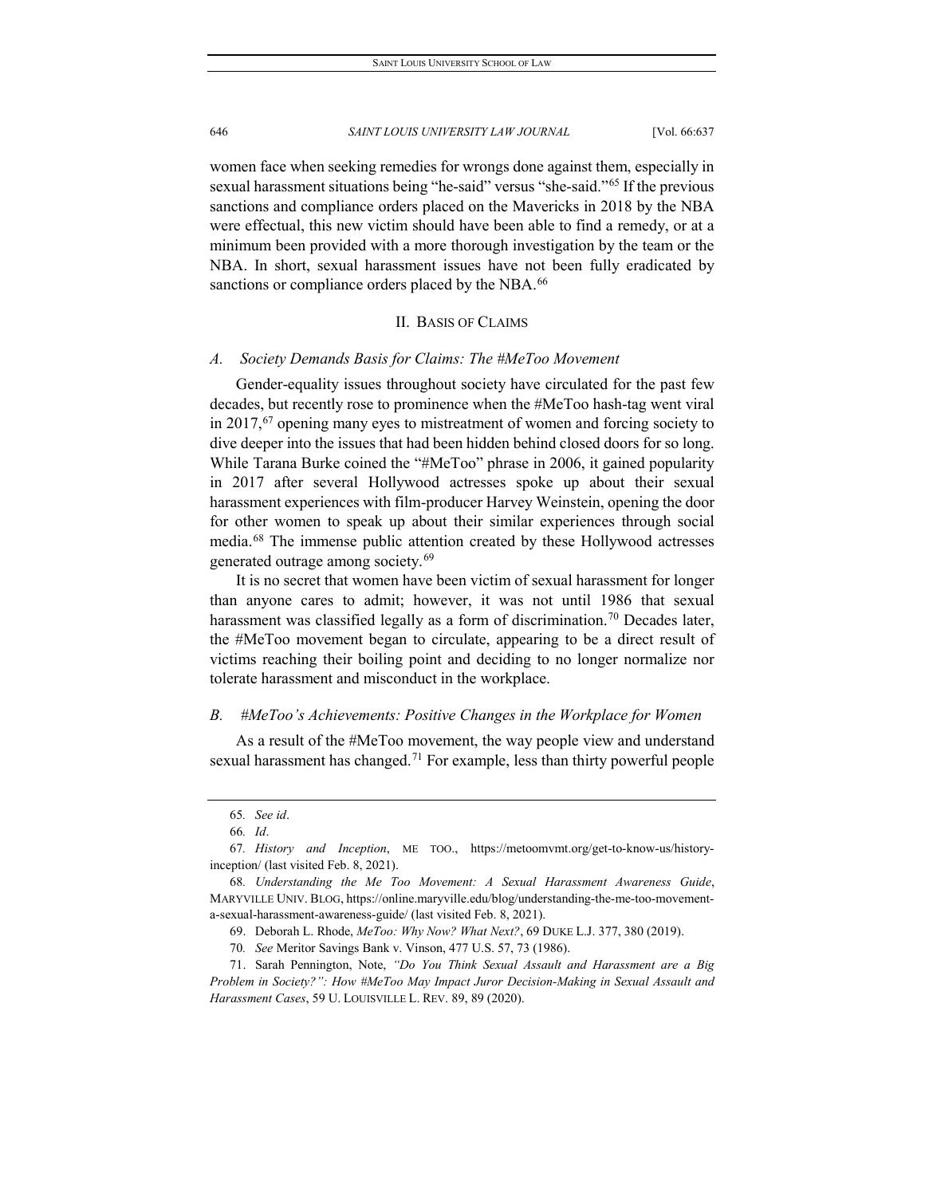women face when seeking remedies for wrongs done against them, especially in sexual harassment situations being "he-said" versus "she-said."[65] If the previous sanctions and compliance orders placed on the Mavericks in 2018 by the NBA were effectual, this new victim should have been able to find a remedy, or at a minimum been provided with a more thorough investigation by the team or the NBA. In short, sexual harassment issues have not been fully eradicated by sanctions or compliance orders placed by the NBA.[66]

## II. Basis of Claims

### *A. Society Demands Basis for Claims: The #MeToo Movement*

Gender-equality issues throughout society have circulated for the past few decades, but recently rose to prominence when the #MeToo hash-tag went viral in 2017,[67] opening many eyes to mistreatment of women and forcing society to dive deeper into the issues that had been hidden behind closed doors for so long. While Tarana Burke coined the "#MeToo" phrase in 2006, it gained popularity in 2017 after several Hollywood actresses spoke up about their sexual harassment experiences with film-producer Harvey Weinstein, opening the door for other women to speak up about their similar experiences through social media.[68] The immense public attention created by these Hollywood actresses generated outrage among society.[69]

It is no secret that women have been victim of sexual harassment for longer than anyone cares to admit; however, it was not until 1986 that sexual harassment was classified legally as a form of discrimination.[70] Decades later, the #MeToo movement began to circulate, appearing to be a direct result of victims reaching their boiling point and deciding to no longer normalize nor tolerate harassment and misconduct in the workplace.

### *B. #MeToo's Achievements: Positive Changes in the Workplace for Women*

As a result of the #MeToo movement, the way people view and understand sexual harassment has changed.[71] For example, less than thirty powerful people

---

65. *See id*.

66. *Id*.

67. *History and Inception*, ME TOO., https://metoomvmt.org/get-to-know-us/history-inception/ (last visited Feb. 8, 2021).

68. *Understanding the Me Too Movement: A Sexual Harassment Awareness Guide*, MARYVILLE UNIV. BLOG, https://online.maryville.edu/blog/understanding-the-me-too-movement-a-sexual-harassment-awareness-guide/ (last visited Feb. 8, 2021).

69. Deborah L. Rhode, *MeToo: Why Now? What Next?*, 69 DUKE L.J. 377, 380 (2019).

70. *See* Meritor Savings Bank v. Vinson, 477 U.S. 57, 73 (1986).

71. Sarah Pennington, Note, *"Do You Think Sexual Assault and Harassment are a Big Problem in Society?": How #MeToo May Impact Juror Decision-Making in Sexual Assault and Harassment Cases*, 59 U. LOUISVILLE L. REV. 89, 89 (2020).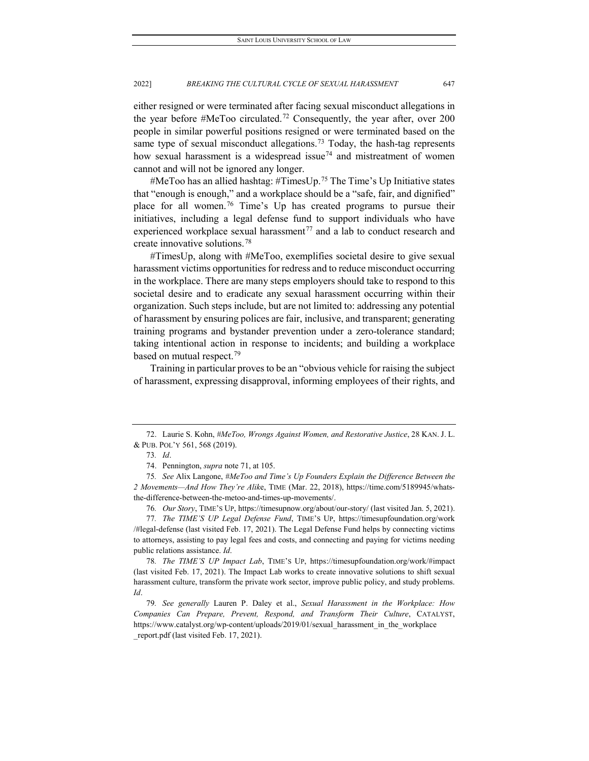either resigned or were terminated after facing sexual misconduct allegations in the year before #MeToo circulated.[72] Consequently, the year after, over 200 people in similar powerful positions resigned or were terminated based on the same type of sexual misconduct allegations.[73] Today, the hash-tag represents how sexual harassment is a widespread issue[74] and mistreatment of women cannot and will not be ignored any longer.

#MeToo has an allied hashtag: #TimesUp.[75] The Time's Up Initiative states that "enough is enough," and a workplace should be a "safe, fair, and dignified" place for all women.[76] Time's Up has created programs to pursue their initiatives, including a legal defense fund to support individuals who have experienced workplace sexual harassment[77] and a lab to conduct research and create innovative solutions.[78]

#TimesUp, along with #MeToo, exemplifies societal desire to give sexual harassment victims opportunities for redress and to reduce misconduct occurring in the workplace. There are many steps employers should take to respond to this societal desire and to eradicate any sexual harassment occurring within their organization. Such steps include, but are not limited to: addressing any potential of harassment by ensuring polices are fair, inclusive, and transparent; generating training programs and bystander prevention under a zero-tolerance standard; taking intentional action in response to incidents; and building a workplace based on mutual respect.[79]

Training in particular proves to be an "obvious vehicle for raising the subject of harassment, expressing disapproval, informing employees of their rights, and

---

72. Laurie S. Kohn, *#MeToo, Wrongs Against Women, and Restorative Justice*, 28 KAN. J. L. & PUB. POL'Y 561, 568 (2019).

73. *Id*.

74. Pennington, *supra* note 71, at 105.

75. *See* Alix Langone, *#MeToo and Time's Up Founders Explain the Difference Between the 2 Movements—And How They're Alike*, TIME (Mar. 22, 2018), https://time.com/5189945/whats-the-difference-between-the-metoo-and-times-up-movements/.

76. *Our Story*, TIME'S UP, https://timesupnow.org/about/our-story/ (last visited Jan. 5, 2021).

77. *The TIME'S UP Legal Defense Fund*, TIME'S UP, https://timesupfoundation.org/work/#legal-defense (last visited Feb. 17, 2021). The Legal Defense Fund helps by connecting victims to attorneys, assisting to pay legal fees and costs, and connecting and paying for victims needing public relations assistance. *Id*.

78. *The TIME'S UP Impact Lab*, TIME'S UP, https://timesupfoundation.org/work/#impact (last visited Feb. 17, 2021). The Impact Lab works to create innovative solutions to shift sexual harassment culture, transform the private work sector, improve public policy, and study problems. *Id*.

79. *See generally* Lauren P. Daley et al., *Sexual Harassment in the Workplace: How Companies Can Prepare, Prevent, Respond, and Transform Their Culture*, CATALYST, https://www.catalyst.org/wp-content/uploads/2019/01/sexual_harassment_in_the_workplace_report.pdf (last visited Feb. 17, 2021).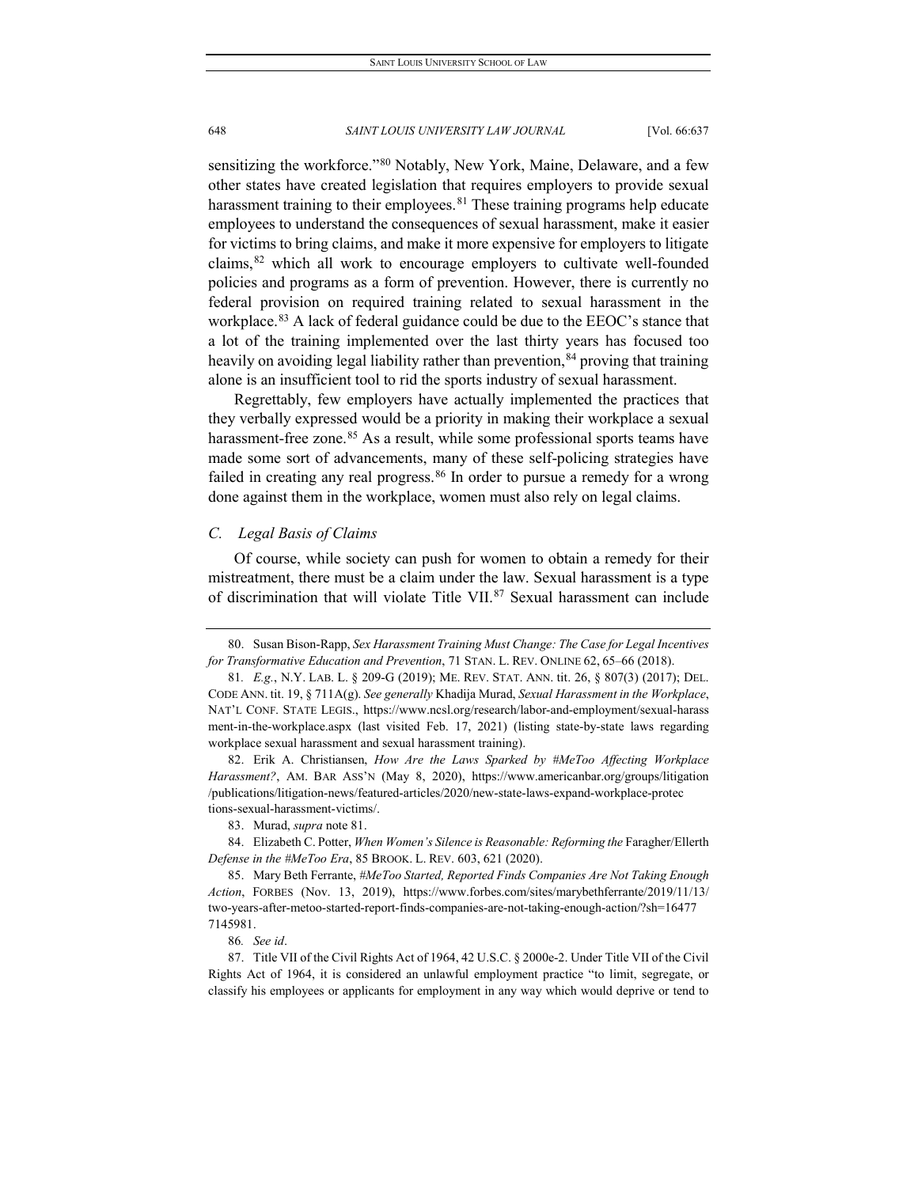sensitizing the workforce."[80] Notably, New York, Maine, Delaware, and a few other states have created legislation that requires employers to provide sexual harassment training to their employees.[81] These training programs help educate employees to understand the consequences of sexual harassment, make it easier for victims to bring claims, and make it more expensive for employers to litigate claims,[82] which all work to encourage employers to cultivate well-founded policies and programs as a form of prevention. However, there is currently no federal provision on required training related to sexual harassment in the workplace.[83] A lack of federal guidance could be due to the EEOC's stance that a lot of the training implemented over the last thirty years has focused too heavily on avoiding legal liability rather than prevention,[84] proving that training alone is an insufficient tool to rid the sports industry of sexual harassment.

Regrettably, few employers have actually implemented the practices that they verbally expressed would be a priority in making their workplace a sexual harassment-free zone.[85] As a result, while some professional sports teams have made some sort of advancements, many of these self-policing strategies have failed in creating any real progress.[86] In order to pursue a remedy for a wrong done against them in the workplace, women must also rely on legal claims.

### *C. Legal Basis of Claims*

Of course, while society can push for women to obtain a remedy for their mistreatment, there must be a claim under the law. Sexual harassment is a type of discrimination that will violate Title VII.[87] Sexual harassment can include

---

80. Susan Bison-Rapp, *Sex Harassment Training Must Change: The Case for Legal Incentives for Transformative Education and Prevention*, 71 STAN. L. REV. ONLINE 62, 65–66 (2018).

81. *E.g.*, N.Y. LAB. L. § 209-G (2019); ME. REV. STAT. ANN. tit. 26, § 807(3) (2017); DEL. CODE ANN. tit. 19, § 711A(g). *See generally* Khadija Murad, *Sexual Harassment in the Workplace*, NAT'L CONF. STATE LEGIS., https://www.ncsl.org/research/labor-and-employment/sexual-harassment-in-the-workplace.aspx (last visited Feb. 17, 2021) (listing state-by-state laws regarding workplace sexual harassment and sexual harassment training).

82. Erik A. Christiansen, *How Are the Laws Sparked by #MeToo Affecting Workplace Harassment?*, AM. BAR ASS'N (May 8, 2020), https://www.americanbar.org/groups/litigation/publications/litigation-news/featured-articles/2020/new-state-laws-expand-workplace-protections-sexual-harassment-victims/.

83. Murad, *supra* note 81.

84. Elizabeth C. Potter, *When Women's Silence is Reasonable: Reforming the* Faragher/Ellerth *Defense in the #MeToo Era*, 85 BROOK. L. REV. 603, 621 (2020).

85. Mary Beth Ferrante, *#MeToo Started, Reported Finds Companies Are Not Taking Enough Action*, FORBES (Nov. 13, 2019), https://www.forbes.com/sites/marybethferrante/2019/11/13/two-years-after-metoo-started-report-finds-companies-are-not-taking-enough-action/?sh=164777145981.

86. *See id*.

87. Title VII of the Civil Rights Act of 1964, 42 U.S.C. § 2000e-2. Under Title VII of the Civil Rights Act of 1964, it is considered an unlawful employment practice "to limit, segregate, or classify his employees or applicants for employment in any way which would deprive or tend to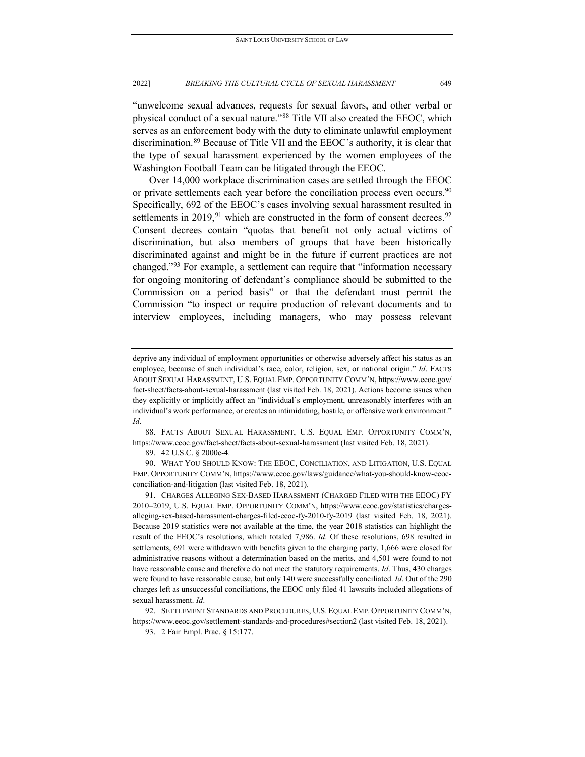"unwelcome sexual advances, requests for sexual favors, and other verbal or physical conduct of a sexual nature."[88] Title VII also created the EEOC, which serves as an enforcement body with the duty to eliminate unlawful employment discrimination.[89] Because of Title VII and the EEOC's authority, it is clear that the type of sexual harassment experienced by the women employees of the Washington Football Team can be litigated through the EEOC.

Over 14,000 workplace discrimination cases are settled through the EEOC or private settlements each year before the conciliation process even occurs.[90] Specifically, 692 of the EEOC's cases involving sexual harassment resulted in settlements in 2019,[91] which are constructed in the form of consent decrees.[92] Consent decrees contain "quotas that benefit not only actual victims of discrimination, but also members of groups that have been historically discriminated against and might be in the future if current practices are not changed."[93] For example, a settlement can require that "information necessary for ongoing monitoring of defendant's compliance should be submitted to the Commission on a period basis" or that the defendant must permit the Commission "to inspect or require production of relevant documents and to interview employees, including managers, who may possess relevant

---

deprive any individual of employment opportunities or otherwise adversely affect his status as an employee, because of such individual's race, color, religion, sex, or national origin." *Id*. FACTS ABOUT SEXUAL HARASSMENT, U.S. EQUAL EMP. OPPORTUNITY COMM'N, https://www.eeoc.gov/fact-sheet/facts-about-sexual-harassment (last visited Feb. 18, 2021). Actions become issues when they explicitly or implicitly affect an "individual's employment, unreasonably interferes with an individual's work performance, or creates an intimidating, hostile, or offensive work environment." *Id*.

88. FACTS ABOUT SEXUAL HARASSMENT, U.S. EQUAL EMP. OPPORTUNITY COMM'N, https://www.eeoc.gov/fact-sheet/facts-about-sexual-harassment (last visited Feb. 18, 2021).

89. 42 U.S.C. § 2000e-4.

90. WHAT YOU SHOULD KNOW: THE EEOC, CONCILIATION, AND LITIGATION, U.S. EQUAL EMP. OPPORTUNITY COMM'N, https://www.eeoc.gov/laws/guidance/what-you-should-know-eeoc-conciliation-and-litigation (last visited Feb. 18, 2021).

91. CHARGES ALLEGING SEX-BASED HARASSMENT (CHARGED FILED WITH THE EEOC) FY 2010–2019, U.S. EQUAL EMP. OPPORTUNITY COMM'N, https://www.eeoc.gov/statistics/charges-alleging-sex-based-harassment-charges-filed-eeoc-fy-2010-fy-2019 (last visited Feb. 18, 2021). Because 2019 statistics were not available at the time, the year 2018 statistics can highlight the result of the EEOC's resolutions, which totaled 7,986. *Id*. Of these resolutions, 698 resulted in settlements, 691 were withdrawn with benefits given to the charging party, 1,666 were closed for administrative reasons without a determination based on the merits, and 4,501 were found to not have reasonable cause and therefore do not meet the statutory requirements. *Id*. Thus, 430 charges were found to have reasonable cause, but only 140 were successfully conciliated. *Id*. Out of the 290 charges left as unsuccessful conciliations, the EEOC only filed 41 lawsuits included allegations of sexual harassment. *Id*.

92. SETTLEMENT STANDARDS AND PROCEDURES, U.S. EQUAL EMP. OPPORTUNITY COMM'N, https://www.eeoc.gov/settlement-standards-and-procedures#section2 (last visited Feb. 18, 2021).

93. 2 Fair Empl. Prac. § 15:177.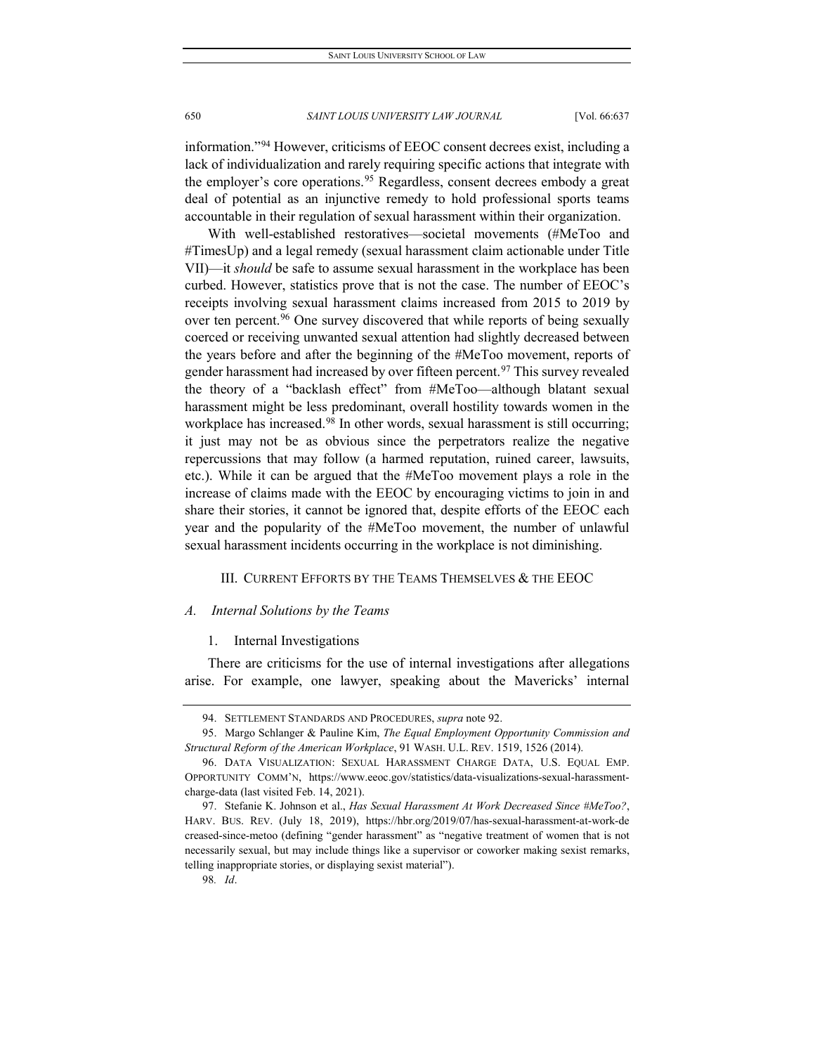information."[94] However, criticisms of EEOC consent decrees exist, including a lack of individualization and rarely requiring specific actions that integrate with the employer's core operations.[95] Regardless, consent decrees embody a great deal of potential as an injunctive remedy to hold professional sports teams accountable in their regulation of sexual harassment within their organization.

With well-established restoratives—societal movements (#MeToo and #TimesUp) and a legal remedy (sexual harassment claim actionable under Title VII)—it *should* be safe to assume sexual harassment in the workplace has been curbed. However, statistics prove that is not the case. The number of EEOC's receipts involving sexual harassment claims increased from 2015 to 2019 by over ten percent.[96] One survey discovered that while reports of being sexually coerced or receiving unwanted sexual attention had slightly decreased between the years before and after the beginning of the #MeToo movement, reports of gender harassment had increased by over fifteen percent.[97] This survey revealed the theory of a "backlash effect" from #MeToo—although blatant sexual harassment might be less predominant, overall hostility towards women in the workplace has increased.[98] In other words, sexual harassment is still occurring; it just may not be as obvious since the perpetrators realize the negative repercussions that may follow (a harmed reputation, ruined career, lawsuits, etc.). While it can be argued that the #MeToo movement plays a role in the increase of claims made with the EEOC by encouraging victims to join in and share their stories, it cannot be ignored that, despite efforts of the EEOC each year and the popularity of the #MeToo movement, the number of unlawful sexual harassment incidents occurring in the workplace is not diminishing.

## III. Current Efforts by the Teams Themselves & the EEOC

### *A. Internal Solutions by the Teams*

#### 1. Internal Investigations

There are criticisms for the use of internal investigations after allegations arise. For example, one lawyer, speaking about the Mavericks' internal

---

94. SETTLEMENT STANDARDS AND PROCEDURES, *supra* note 92.

95. Margo Schlanger & Pauline Kim, *The Equal Employment Opportunity Commission and Structural Reform of the American Workplace*, 91 WASH. U.L. REV. 1519, 1526 (2014).

96. DATA VISUALIZATION: SEXUAL HARASSMENT CHARGE DATA, U.S. EQUAL EMP. OPPORTUNITY COMM'N, https://www.eeoc.gov/statistics/data-visualizations-sexual-harassment-charge-data (last visited Feb. 14, 2021).

97. Stefanie K. Johnson et al., *Has Sexual Harassment At Work Decreased Since #MeToo?*, HARV. BUS. REV. (July 18, 2019), https://hbr.org/2019/07/has-sexual-harassment-at-work-decreased-since-metoo (defining "gender harassment" as "negative treatment of women that is not necessarily sexual, but may include things like a supervisor or coworker making sexist remarks, telling inappropriate stories, or displaying sexist material").

98. *Id*.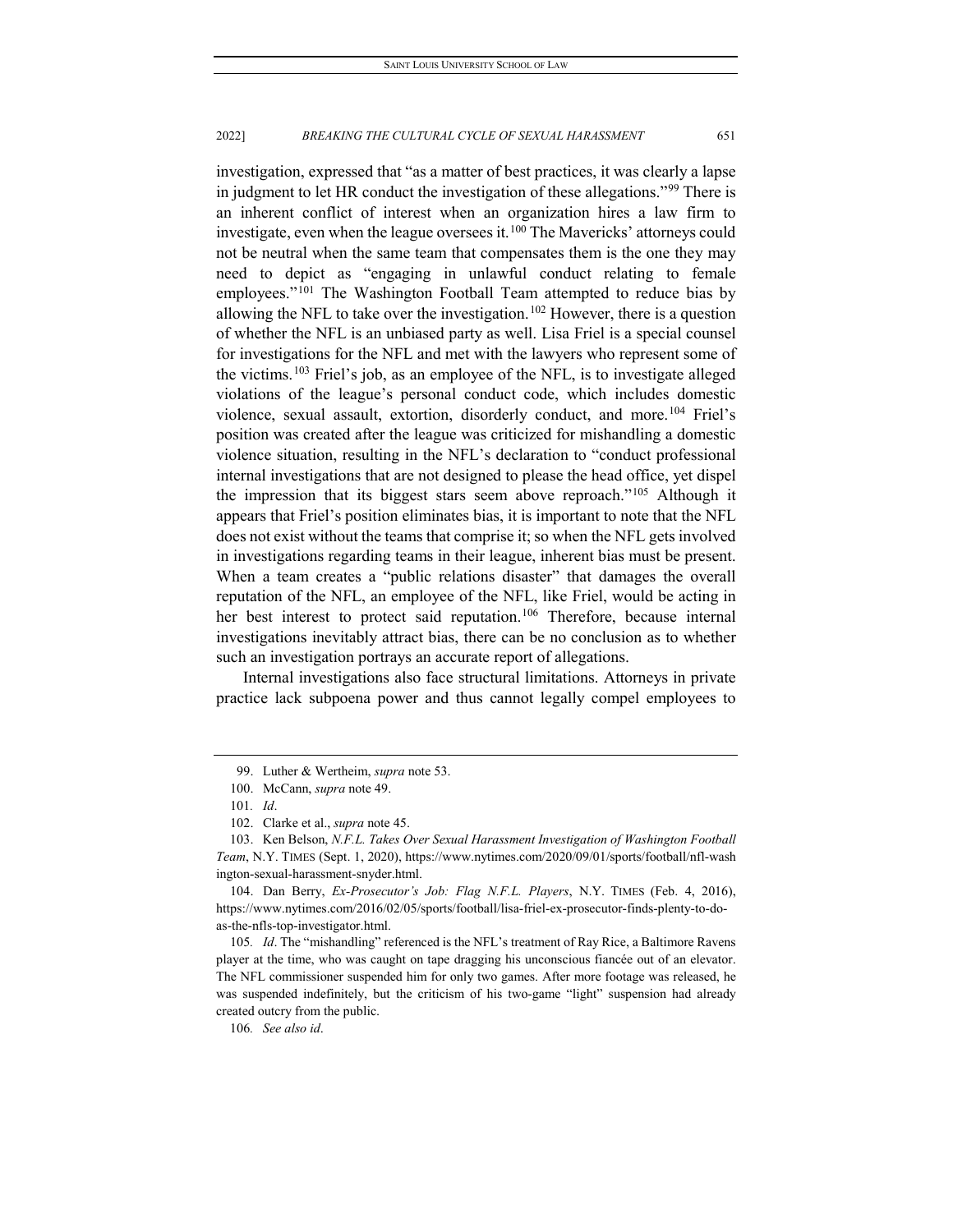investigation, expressed that "as a matter of best practices, it was clearly a lapse in judgment to let HR conduct the investigation of these allegations."[99] There is an inherent conflict of interest when an organization hires a law firm to investigate, even when the league oversees it.[100] The Mavericks' attorneys could not be neutral when the same team that compensates them is the one they may need to depict as "engaging in unlawful conduct relating to female employees."[101] The Washington Football Team attempted to reduce bias by allowing the NFL to take over the investigation.[102] However, there is a question of whether the NFL is an unbiased party as well. Lisa Friel is a special counsel for investigations for the NFL and met with the lawyers who represent some of the victims.[103] Friel's job, as an employee of the NFL, is to investigate alleged violations of the league's personal conduct code, which includes domestic violence, sexual assault, extortion, disorderly conduct, and more.[104] Friel's position was created after the league was criticized for mishandling a domestic violence situation, resulting in the NFL's declaration to "conduct professional internal investigations that are not designed to please the head office, yet dispel the impression that its biggest stars seem above reproach."[105] Although it appears that Friel's position eliminates bias, it is important to note that the NFL does not exist without the teams that comprise it; so when the NFL gets involved in investigations regarding teams in their league, inherent bias must be present. When a team creates a "public relations disaster" that damages the overall reputation of the NFL, an employee of the NFL, like Friel, would be acting in her best interest to protect said reputation.[106] Therefore, because internal investigations inevitably attract bias, there can be no conclusion as to whether such an investigation portrays an accurate report of allegations.

Internal investigations also face structural limitations. Attorneys in private practice lack subpoena power and thus cannot legally compel employees to

---

99. Luther & Wertheim, *supra* note 53.

100. McCann, *supra* note 49.

101. *Id*.

102. Clarke et al., *supra* note 45.

103. Ken Belson, *N.F.L. Takes Over Sexual Harassment Investigation of Washington Football Team*, N.Y. TIMES (Sept. 1, 2020), https://www.nytimes.com/2020/09/01/sports/football/nfl-washington-sexual-harassment-snyder.html.

104. Dan Berry, *Ex-Prosecutor's Job: Flag N.F.L. Players*, N.Y. TIMES (Feb. 4, 2016), https://www.nytimes.com/2016/02/05/sports/football/lisa-friel-ex-prosecutor-finds-plenty-to-do-as-the-nfls-top-investigator.html.

105. *Id*. The "mishandling" referenced is the NFL's treatment of Ray Rice, a Baltimore Ravens player at the time, who was caught on tape dragging his unconscious fiancée out of an elevator. The NFL commissioner suspended him for only two games. After more footage was released, he was suspended indefinitely, but the criticism of his two-game "light" suspension had already created outcry from the public.

106. *See also id*.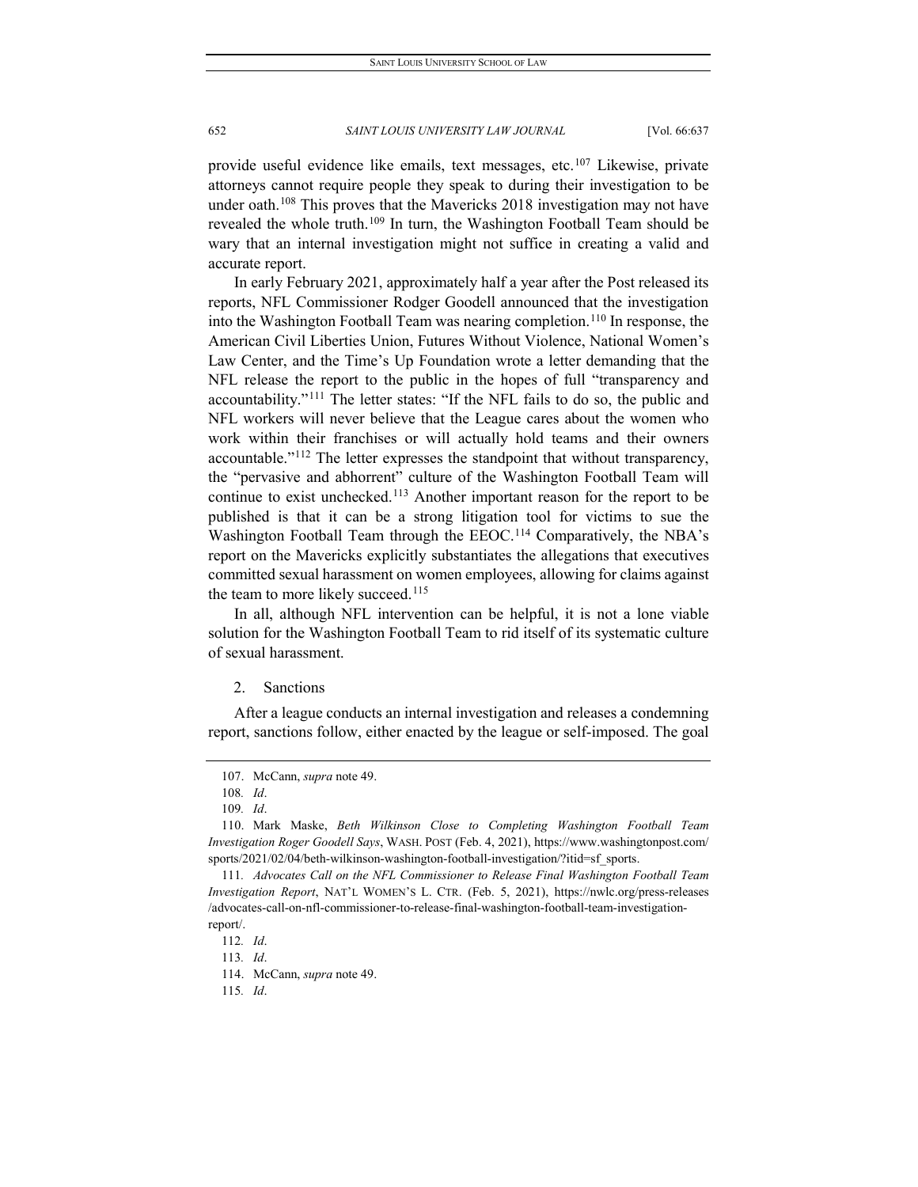provide useful evidence like emails, text messages, etc.[107] Likewise, private attorneys cannot require people they speak to during their investigation to be under oath.[108] This proves that the Mavericks 2018 investigation may not have revealed the whole truth.[109] In turn, the Washington Football Team should be wary that an internal investigation might not suffice in creating a valid and accurate report.

In early February 2021, approximately half a year after the Post released its reports, NFL Commissioner Rodger Goodell announced that the investigation into the Washington Football Team was nearing completion.[110] In response, the American Civil Liberties Union, Futures Without Violence, National Women's Law Center, and the Time's Up Foundation wrote a letter demanding that the NFL release the report to the public in the hopes of full "transparency and accountability."[111] The letter states: "If the NFL fails to do so, the public and NFL workers will never believe that the League cares about the women who work within their franchises or will actually hold teams and their owners accountable."[112] The letter expresses the standpoint that without transparency, the "pervasive and abhorrent" culture of the Washington Football Team will continue to exist unchecked.[113] Another important reason for the report to be published is that it can be a strong litigation tool for victims to sue the Washington Football Team through the EEOC.[114] Comparatively, the NBA's report on the Mavericks explicitly substantiates the allegations that executives committed sexual harassment on women employees, allowing for claims against the team to more likely succeed.[115]

In all, although NFL intervention can be helpful, it is not a lone viable solution for the Washington Football Team to rid itself of its systematic culture of sexual harassment.

### 2. Sanctions

After a league conducts an internal investigation and releases a condemning report, sanctions follow, either enacted by the league or self-imposed. The goal

---

107. McCann, *supra* note 49.

108. *Id*.

109. *Id*.

110. Mark Maske, *Beth Wilkinson Close to Completing Washington Football Team Investigation Roger Goodell Says*, WASH. POST (Feb. 4, 2021), https://www.washingtonpost.com/sports/2021/02/04/beth-wilkinson-washington-football-investigation/?itid=sf_sports.

111. *Advocates Call on the NFL Commissioner to Release Final Washington Football Team Investigation Report*, NAT'L WOMEN'S L. CTR. (Feb. 5, 2021), https://nwlc.org/press-releases/advocates-call-on-nfl-commissioner-to-release-final-washington-football-team-investigation-report/.

112. *Id*.

113. *Id*.

114. McCann, *supra* note 49.

115. *Id*.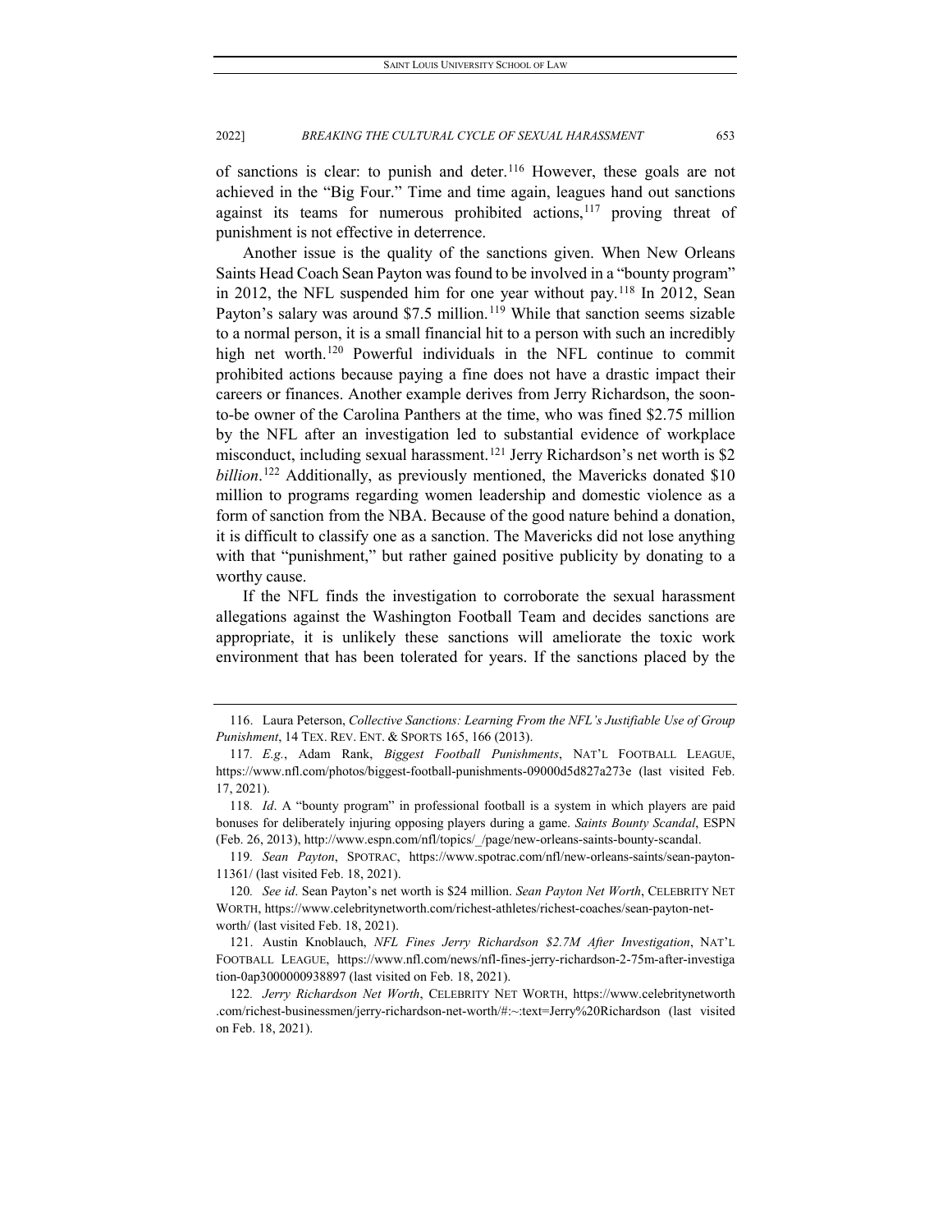of sanctions is clear: to punish and deter.[116] However, these goals are not achieved in the "Big Four." Time and time again, leagues hand out sanctions against its teams for numerous prohibited actions,[117] proving threat of punishment is not effective in deterrence.

Another issue is the quality of the sanctions given. When New Orleans Saints Head Coach Sean Payton was found to be involved in a "bounty program" in 2012, the NFL suspended him for one year without pay.[118] In 2012, Sean Payton's salary was around $7.5 million.[119] While that sanction seems sizable to a normal person, it is a small financial hit to a person with such an incredibly high net worth.[120] Powerful individuals in the NFL continue to commit prohibited actions because paying a fine does not have a drastic impact their careers or finances. Another example derives from Jerry Richardson, the soon-to-be owner of the Carolina Panthers at the time, who was fined $2.75 million by the NFL after an investigation led to substantial evidence of workplace misconduct, including sexual harassment.[121] Jerry Richardson's net worth is $2 *billion*.[122] Additionally, as previously mentioned, the Mavericks donated $10 million to programs regarding women leadership and domestic violence as a form of sanction from the NBA. Because of the good nature behind a donation, it is difficult to classify one as a sanction. The Mavericks did not lose anything with that "punishment," but rather gained positive publicity by donating to a worthy cause.

If the NFL finds the investigation to corroborate the sexual harassment allegations against the Washington Football Team and decides sanctions are appropriate, it is unlikely these sanctions will ameliorate the toxic work environment that has been tolerated for years. If the sanctions placed by the

---

116. Laura Peterson, *Collective Sanctions: Learning From the NFL's Justifiable Use of Group Punishment*, 14 TEX. REV. ENT. & SPORTS 165, 166 (2013).

117. *E.g.*, Adam Rank, *Biggest Football Punishments*, NAT'L FOOTBALL LEAGUE, https://www.nfl.com/photos/biggest-football-punishments-09000d5d827a273e (last visited Feb. 17, 2021).

118. *Id*. A "bounty program" in professional football is a system in which players are paid bonuses for deliberately injuring opposing players during a game. *Saints Bounty Scandal*, ESPN (Feb. 26, 2013), http://www.espn.com/nfl/topics/_/page/new-orleans-saints-bounty-scandal.

119. *Sean Payton*, SPOTRAC, https://www.spotrac.com/nfl/new-orleans-saints/sean-payton-11361/ (last visited Feb. 18, 2021).

120. *See id*. Sean Payton's net worth is $24 million. *Sean Payton Net Worth*, CELEBRITY NET WORTH, https://www.celebritynetworth.com/richest-athletes/richest-coaches/sean-payton-net-worth/ (last visited Feb. 18, 2021).

121. Austin Knoblauch, *NFL Fines Jerry Richardson $2.7M After Investigation*, NAT'L FOOTBALL LEAGUE, https://www.nfl.com/news/nfl-fines-jerry-richardson-2-75m-after-investigation-0ap3000000938897 (last visited on Feb. 18, 2021).

122. *Jerry Richardson Net Worth*, CELEBRITY NET WORTH, https://www.celebritynetworth.com/richest-businessmen/jerry-richardson-net-worth/#:~:text=Jerry%20Richardson (last visited on Feb. 18, 2021).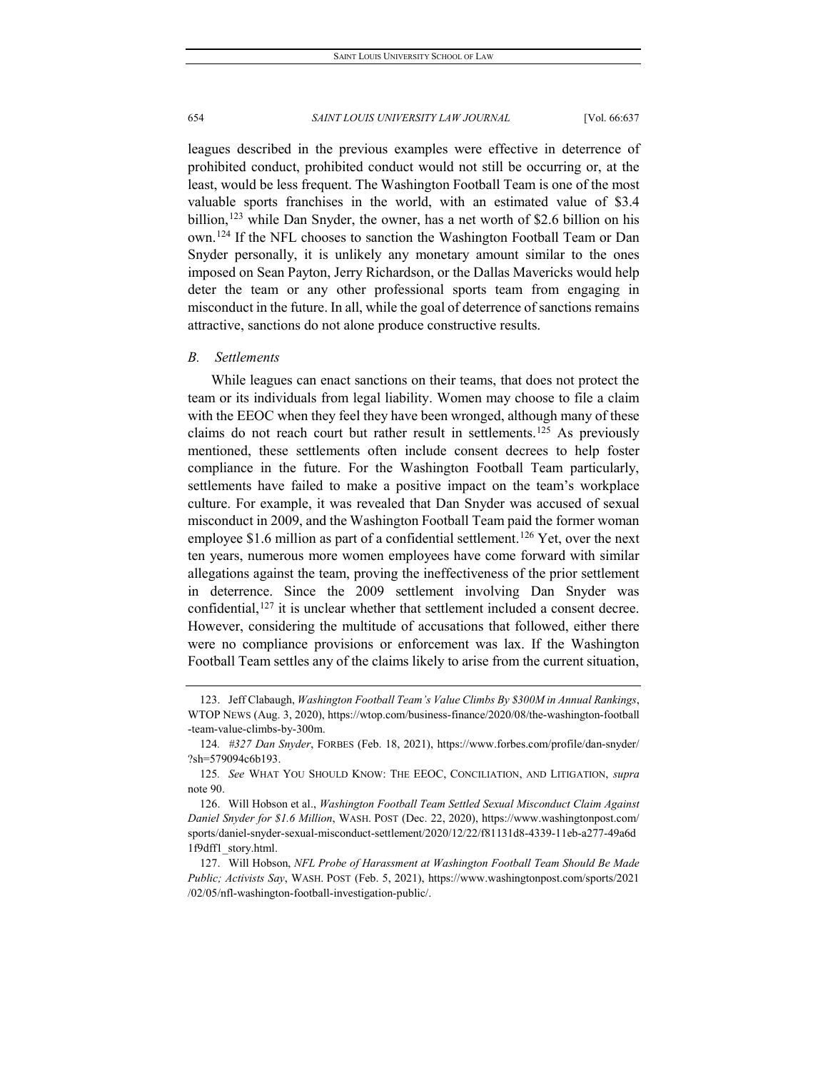leagues described in the previous examples were effective in deterrence of prohibited conduct, prohibited conduct would not still be occurring or, at the least, would be less frequent. The Washington Football Team is one of the most valuable sports franchises in the world, with an estimated value of $3.4 billion,[123] while Dan Snyder, the owner, has a net worth of $2.6 billion on his own.[124] If the NFL chooses to sanction the Washington Football Team or Dan Snyder personally, it is unlikely any monetary amount similar to the ones imposed on Sean Payton, Jerry Richardson, or the Dallas Mavericks would help deter the team or any other professional sports team from engaging in misconduct in the future. In all, while the goal of deterrence of sanctions remains attractive, sanctions do not alone produce constructive results.

### *B. Settlements*

While leagues can enact sanctions on their teams, that does not protect the team or its individuals from legal liability. Women may choose to file a claim with the EEOC when they feel they have been wronged, although many of these claims do not reach court but rather result in settlements.[125] As previously mentioned, these settlements often include consent decrees to help foster compliance in the future. For the Washington Football Team particularly, settlements have failed to make a positive impact on the team's workplace culture. For example, it was revealed that Dan Snyder was accused of sexual misconduct in 2009, and the Washington Football Team paid the former woman employee $1.6 million as part of a confidential settlement.[126] Yet, over the next ten years, numerous more women employees have come forward with similar allegations against the team, proving the ineffectiveness of the prior settlement in deterrence. Since the 2009 settlement involving Dan Snyder was confidential,[127] it is unclear whether that settlement included a consent decree. However, considering the multitude of accusations that followed, either there were no compliance provisions or enforcement was lax. If the Washington Football Team settles any of the claims likely to arise from the current situation,

---

123. Jeff Clabaugh, *Washington Football Team's Value Climbs By $300M in Annual Rankings*, WTOP NEWS (Aug. 3, 2020), https://wtop.com/business-finance/2020/08/the-washington-football-team-value-climbs-by-300m.

124. *#327 Dan Snyder*, FORBES (Feb. 18, 2021), https://www.forbes.com/profile/dan-snyder/?sh=579094c6b193.

125. *See* WHAT YOU SHOULD KNOW: THE EEOC, CONCILIATION, AND LITIGATION, *supra* note 90.

126. Will Hobson et al., *Washington Football Team Settled Sexual Misconduct Claim Against Daniel Snyder for $1.6 Million*, WASH. POST (Dec. 22, 2020), https://www.washingtonpost.com/sports/daniel-snyder-sexual-misconduct-settlement/2020/12/22/f81131d8-4339-11eb-a277-49a6d1f9dff1_story.html.

127. Will Hobson, *NFL Probe of Harassment at Washington Football Team Should Be Made Public; Activists Say*, WASH. POST (Feb. 5, 2021), https://www.washingtonpost.com/sports/2021/02/05/nfl-washington-football-investigation-public/.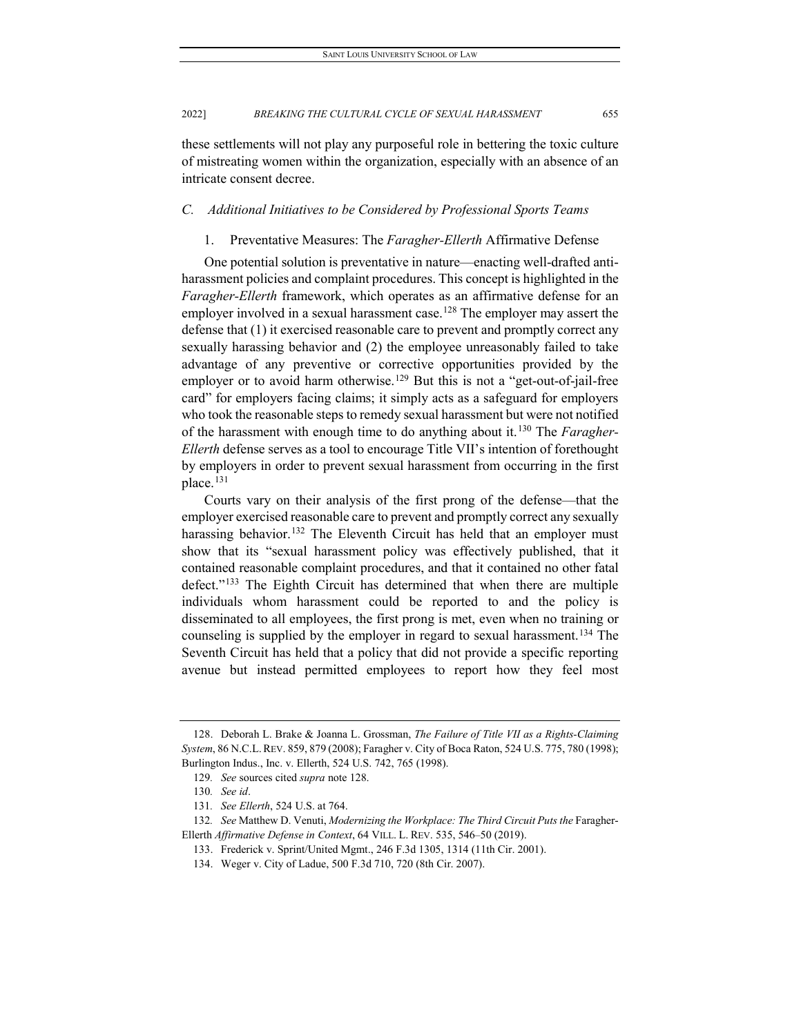these settlements will not play any purposeful role in bettering the toxic culture of mistreating women within the organization, especially with an absence of an intricate consent decree.

### *C. Additional Initiatives to be Considered by Professional Sports Teams*

#### 1. Preventative Measures: The *Faragher-Ellerth* Affirmative Defense

One potential solution is preventative in nature—enacting well-drafted anti-harassment policies and complaint procedures. This concept is highlighted in the *Faragher-Ellerth* framework, which operates as an affirmative defense for an employer involved in a sexual harassment case.[128] The employer may assert the defense that (1) it exercised reasonable care to prevent and promptly correct any sexually harassing behavior and (2) the employee unreasonably failed to take advantage of any preventive or corrective opportunities provided by the employer or to avoid harm otherwise.[129] But this is not a "get-out-of-jail-free card" for employers facing claims; it simply acts as a safeguard for employers who took the reasonable steps to remedy sexual harassment but were not notified of the harassment with enough time to do anything about it.[130] The *Faragher-Ellerth* defense serves as a tool to encourage Title VII's intention of forethought by employers in order to prevent sexual harassment from occurring in the first place.[131]

Courts vary on their analysis of the first prong of the defense—that the employer exercised reasonable care to prevent and promptly correct any sexually harassing behavior.[132] The Eleventh Circuit has held that an employer must show that its "sexual harassment policy was effectively published, that it contained reasonable complaint procedures, and that it contained no other fatal defect."[133] The Eighth Circuit has determined that when there are multiple individuals whom harassment could be reported to and the policy is disseminated to all employees, the first prong is met, even when no training or counseling is supplied by the employer in regard to sexual harassment.[134] The Seventh Circuit has held that a policy that did not provide a specific reporting avenue but instead permitted employees to report how they feel most

---

128. Deborah L. Brake & Joanna L. Grossman, *The Failure of Title VII as a Rights-Claiming System*, 86 N.C.L. REV. 859, 879 (2008); Faragher v. City of Boca Raton, 524 U.S. 775, 780 (1998); Burlington Indus., Inc. v. Ellerth, 524 U.S. 742, 765 (1998).

129. *See* sources cited *supra* note 128.

130. *See id*.

131. *See Ellerth*, 524 U.S. at 764.

132. *See* Matthew D. Venuti, *Modernizing the Workplace: The Third Circuit Puts the* Faragher-Ellerth *Affirmative Defense in Context*, 64 VILL. L. REV. 535, 546–50 (2019).

133. Frederick v. Sprint/United Mgmt., 246 F.3d 1305, 1314 (11th Cir. 2001).

134. Weger v. City of Ladue, 500 F.3d 710, 720 (8th Cir. 2007).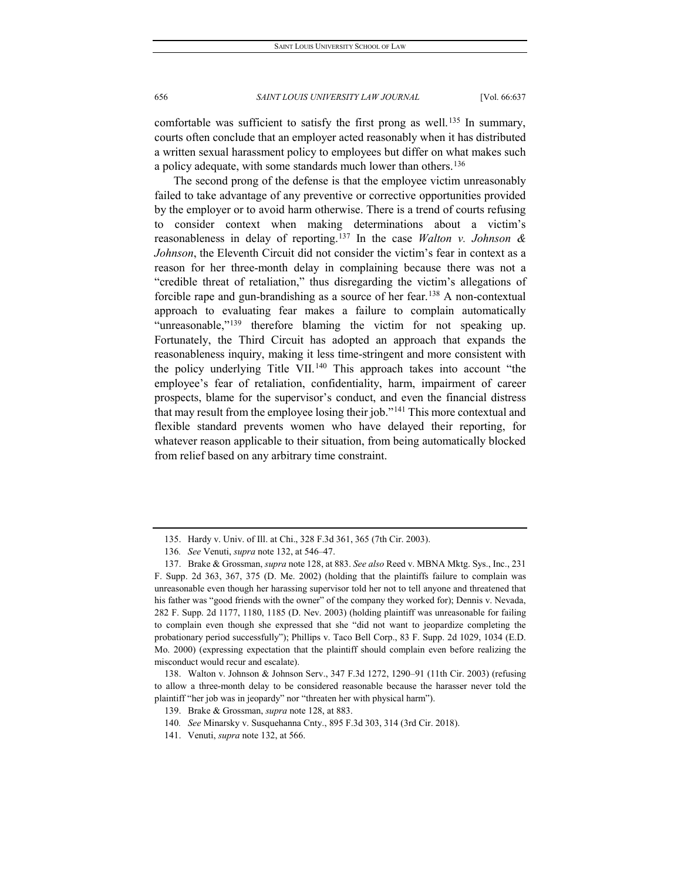comfortable was sufficient to satisfy the first prong as well.[135] In summary, courts often conclude that an employer acted reasonably when it has distributed a written sexual harassment policy to employees but differ on what makes such a policy adequate, with some standards much lower than others.[136]

The second prong of the defense is that the employee victim unreasonably failed to take advantage of any preventive or corrective opportunities provided by the employer or to avoid harm otherwise. There is a trend of courts refusing to consider context when making determinations about a victim's reasonableness in delay of reporting.[137] In the case *Walton v. Johnson & Johnson*, the Eleventh Circuit did not consider the victim's fear in context as a reason for her three-month delay in complaining because there was not a "credible threat of retaliation," thus disregarding the victim's allegations of forcible rape and gun-brandishing as a source of her fear.[138] A non-contextual approach to evaluating fear makes a failure to complain automatically "unreasonable,"[139] therefore blaming the victim for not speaking up. Fortunately, the Third Circuit has adopted an approach that expands the reasonableness inquiry, making it less time-stringent and more consistent with the policy underlying Title VII.[140] This approach takes into account "the employee's fear of retaliation, confidentiality, harm, impairment of career prospects, blame for the supervisor's conduct, and even the financial distress that may result from the employee losing their job."[141] This more contextual and flexible standard prevents women who have delayed their reporting, for whatever reason applicable to their situation, from being automatically blocked from relief based on any arbitrary time constraint.

---

135. Hardy v. Univ. of Ill. at Chi., 328 F.3d 361, 365 (7th Cir. 2003).

136. *See* Venuti, *supra* note 132, at 546–47.

137. Brake & Grossman, *supra* note 128, at 883. *See also* Reed v. MBNA Mktg. Sys., Inc., 231 F. Supp. 2d 363, 367, 375 (D. Me. 2002) (holding that the plaintiffs failure to complain was unreasonable even though her harassing supervisor told her not to tell anyone and threatened that his father was "good friends with the owner" of the company they worked for); Dennis v. Nevada, 282 F. Supp. 2d 1177, 1180, 1185 (D. Nev. 2003) (holding plaintiff was unreasonable for failing to complain even though she expressed that she "did not want to jeopardize completing the probationary period successfully"); Phillips v. Taco Bell Corp., 83 F. Supp. 2d 1029, 1034 (E.D. Mo. 2000) (expressing expectation that the plaintiff should complain even before realizing the misconduct would recur and escalate).

138. Walton v. Johnson & Johnson Serv., 347 F.3d 1272, 1290–91 (11th Cir. 2003) (refusing to allow a three-month delay to be considered reasonable because the harasser never told the plaintiff "her job was in jeopardy" nor "threaten her with physical harm").

139. Brake & Grossman, *supra* note 128, at 883.

140. *See* Minarsky v. Susquehanna Cnty., 895 F.3d 303, 314 (3rd Cir. 2018).

141. Venuti, *supra* note 132, at 566.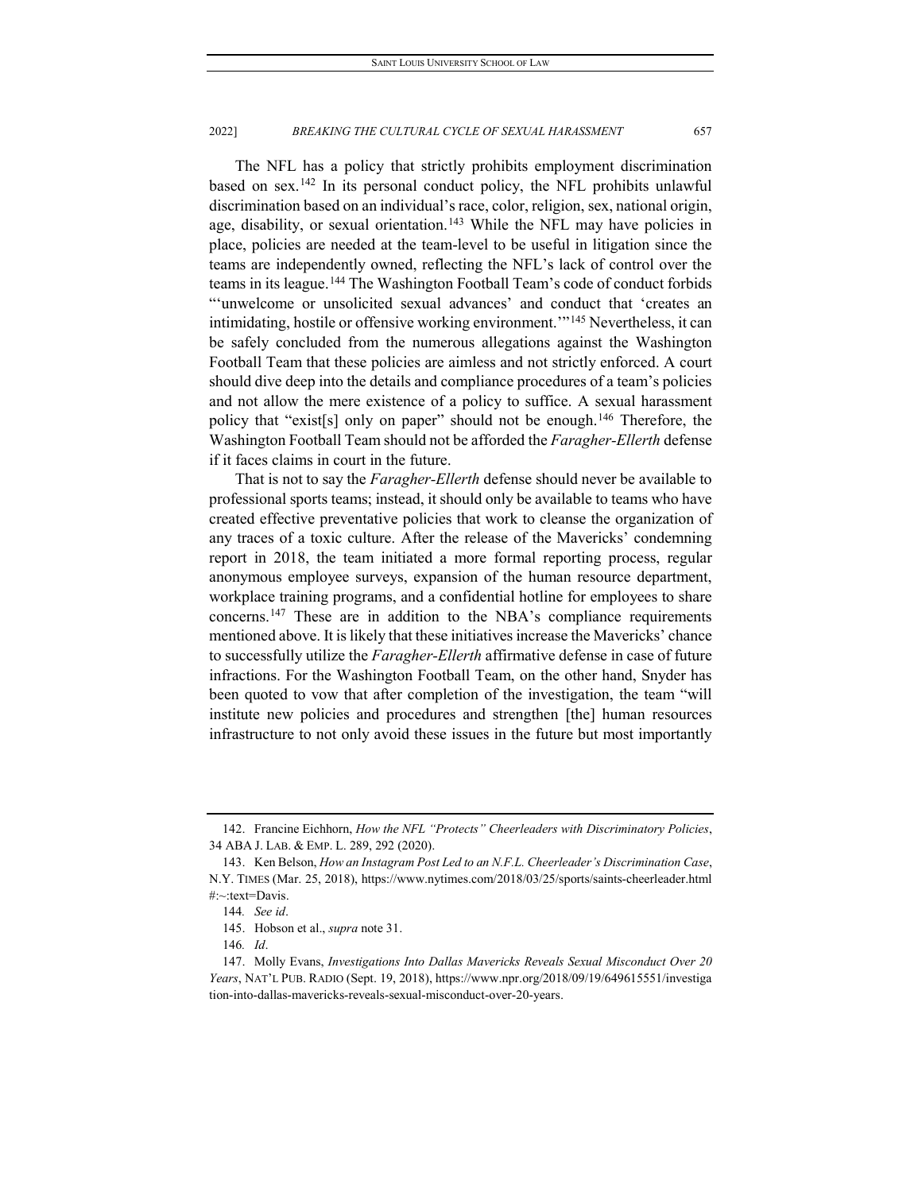The NFL has a policy that strictly prohibits employment discrimination based on sex.[142] In its personal conduct policy, the NFL prohibits unlawful discrimination based on an individual's race, color, religion, sex, national origin, age, disability, or sexual orientation.[143] While the NFL may have policies in place, policies are needed at the team-level to be useful in litigation since the teams are independently owned, reflecting the NFL's lack of control over the teams in its league.[144] The Washington Football Team's code of conduct forbids "'unwelcome or unsolicited sexual advances' and conduct that 'creates an intimidating, hostile or offensive working environment.'"[145] Nevertheless, it can be safely concluded from the numerous allegations against the Washington Football Team that these policies are aimless and not strictly enforced. A court should dive deep into the details and compliance procedures of a team's policies and not allow the mere existence of a policy to suffice. A sexual harassment policy that "exist[s] only on paper" should not be enough.[146] Therefore, the Washington Football Team should not be afforded the *Faragher-Ellerth* defense if it faces claims in court in the future.

That is not to say the *Faragher-Ellerth* defense should never be available to professional sports teams; instead, it should only be available to teams who have created effective preventative policies that work to cleanse the organization of any traces of a toxic culture. After the release of the Mavericks' condemning report in 2018, the team initiated a more formal reporting process, regular anonymous employee surveys, expansion of the human resource department, workplace training programs, and a confidential hotline for employees to share concerns.[147] These are in addition to the NBA's compliance requirements mentioned above. It is likely that these initiatives increase the Mavericks' chance to successfully utilize the *Faragher-Ellerth* affirmative defense in case of future infractions. For the Washington Football Team, on the other hand, Snyder has been quoted to vow that after completion of the investigation, the team "will institute new policies and procedures and strengthen [the] human resources infrastructure to not only avoid these issues in the future but most importantly

---

142. Francine Eichhorn, *How the NFL "Protects" Cheerleaders with Discriminatory Policies*, 34 ABA J. LAB. & EMP. L. 289, 292 (2020).

143. Ken Belson, *How an Instagram Post Led to an N.F.L. Cheerleader's Discrimination Case*, N.Y. TIMES (Mar. 25, 2018), https://www.nytimes.com/2018/03/25/sports/saints-cheerleader.html#:~:text=Davis.

144. *See id*.

145. Hobson et al., *supra* note 31.

146. *Id*.

147. Molly Evans, *Investigations Into Dallas Mavericks Reveals Sexual Misconduct Over 20 Years*, NAT'L PUB. RADIO (Sept. 19, 2018), https://www.npr.org/2018/09/19/649615551/investigation-into-dallas-mavericks-reveals-sexual-misconduct-over-20-years.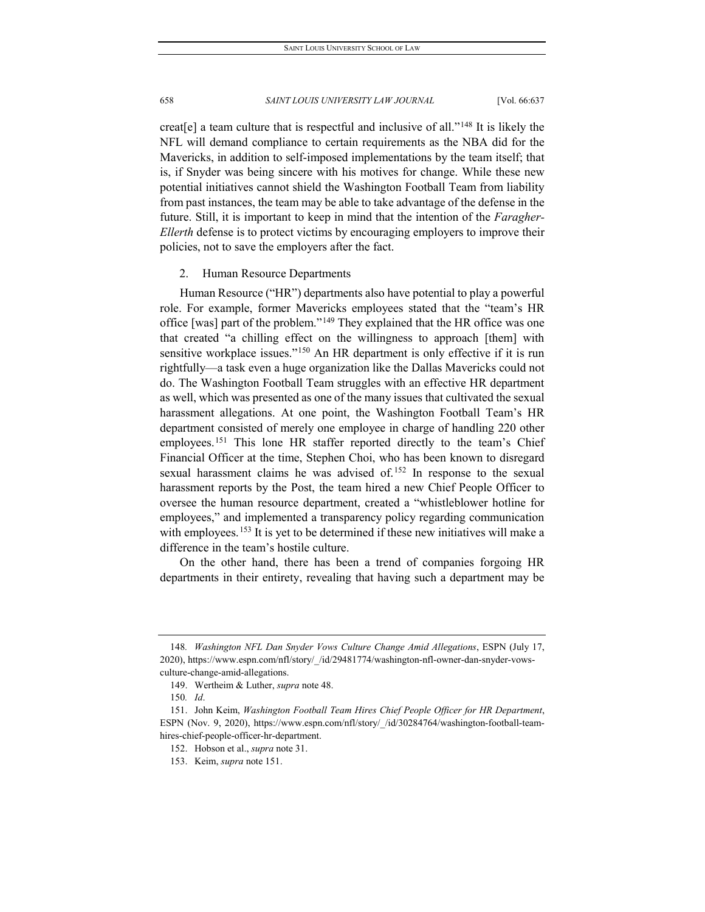creat[e] a team culture that is respectful and inclusive of all."[148] It is likely the NFL will demand compliance to certain requirements as the NBA did for the Mavericks, in addition to self-imposed implementations by the team itself; that is, if Snyder was being sincere with his motives for change. While these new potential initiatives cannot shield the Washington Football Team from liability from past instances, the team may be able to take advantage of the defense in the future. Still, it is important to keep in mind that the intention of the *Faragher-Ellerth* defense is to protect victims by encouraging employers to improve their policies, not to save the employers after the fact.

### 2. Human Resource Departments

Human Resource ("HR") departments also have potential to play a powerful role. For example, former Mavericks employees stated that the "team's HR office [was] part of the problem."[149] They explained that the HR office was one that created "a chilling effect on the willingness to approach [them] with sensitive workplace issues."[150] An HR department is only effective if it is run rightfully—a task even a huge organization like the Dallas Mavericks could not do. The Washington Football Team struggles with an effective HR department as well, which was presented as one of the many issues that cultivated the sexual harassment allegations. At one point, the Washington Football Team's HR department consisted of merely one employee in charge of handling 220 other employees.[151] This lone HR staffer reported directly to the team's Chief Financial Officer at the time, Stephen Choi, who has been known to disregard sexual harassment claims he was advised of.[152] In response to the sexual harassment reports by the Post, the team hired a new Chief People Officer to oversee the human resource department, created a "whistleblower hotline for employees," and implemented a transparency policy regarding communication with employees.[153] It is yet to be determined if these new initiatives will make a difference in the team's hostile culture.

On the other hand, there has been a trend of companies forgoing HR departments in their entirety, revealing that having such a department may be

---

148. *Washington NFL Dan Snyder Vows Culture Change Amid Allegations*, ESPN (July 17, 2020), https://www.espn.com/nfl/story/_/id/29481774/washington-nfl-owner-dan-snyder-vows-culture-change-amid-allegations.

149. Wertheim & Luther, *supra* note 48.

150. *Id*.

151. John Keim, *Washington Football Team Hires Chief People Officer for HR Department*, ESPN (Nov. 9, 2020), https://www.espn.com/nfl/story/_/id/30284764/washington-football-team-hires-chief-people-officer-hr-department.

152. Hobson et al., *supra* note 31.

153. Keim, *supra* note 151.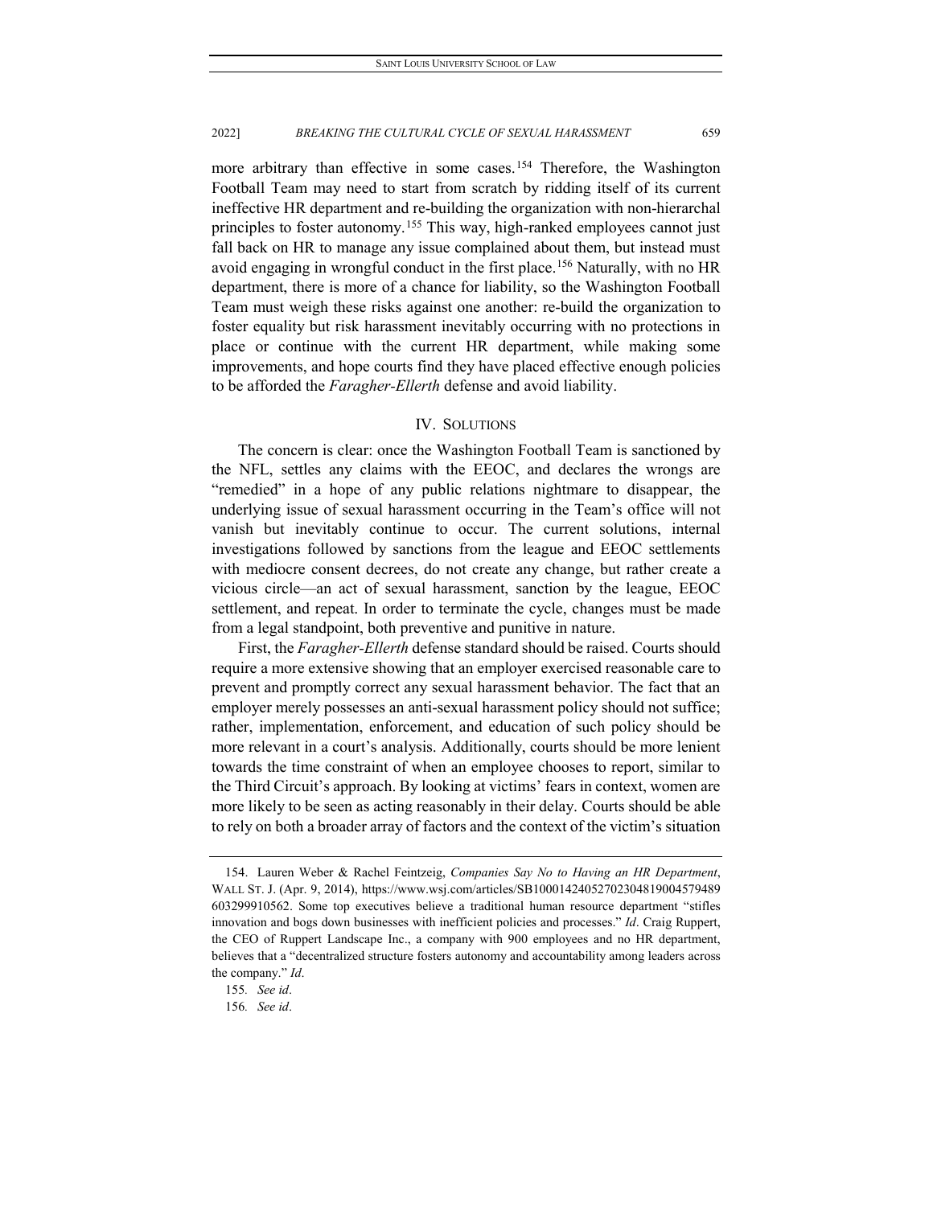more arbitrary than effective in some cases.[154] Therefore, the Washington Football Team may need to start from scratch by ridding itself of its current ineffective HR department and re-building the organization with non-hierarchal principles to foster autonomy.[155] This way, high-ranked employees cannot just fall back on HR to manage any issue complained about them, but instead must avoid engaging in wrongful conduct in the first place.[156] Naturally, with no HR department, there is more of a chance for liability, so the Washington Football Team must weigh these risks against one another: re-build the organization to foster equality but risk harassment inevitably occurring with no protections in place or continue with the current HR department, while making some improvements, and hope courts find they have placed effective enough policies to be afforded the *Faragher-Ellerth* defense and avoid liability.

## IV. SOLUTIONS

The concern is clear: once the Washington Football Team is sanctioned by the NFL, settles any claims with the EEOC, and declares the wrongs are "remedied" in a hope of any public relations nightmare to disappear, the underlying issue of sexual harassment occurring in the Team's office will not vanish but inevitably continue to occur. The current solutions, internal investigations followed by sanctions from the league and EEOC settlements with mediocre consent decrees, do not create any change, but rather create a vicious circle—an act of sexual harassment, sanction by the league, EEOC settlement, and repeat. In order to terminate the cycle, changes must be made from a legal standpoint, both preventive and punitive in nature.

First, the *Faragher-Ellerth* defense standard should be raised. Courts should require a more extensive showing that an employer exercised reasonable care to prevent and promptly correct any sexual harassment behavior. The fact that an employer merely possesses an anti-sexual harassment policy should not suffice; rather, implementation, enforcement, and education of such policy should be more relevant in a court's analysis. Additionally, courts should be more lenient towards the time constraint of when an employee chooses to report, similar to the Third Circuit's approach. By looking at victims' fears in context, women are more likely to be seen as acting reasonably in their delay. Courts should be able to rely on both a broader array of factors and the context of the victim's situation

154. Lauren Weber & Rachel Feintzeig, *Companies Say No to Having an HR Department*, WALL ST. J. (Apr. 9, 2014), https://www.wsj.com/articles/SB10001424052702304819004579489603299910562. Some top executives believe a traditional human resource department "stifles innovation and bogs down businesses with inefficient policies and processes." *Id*. Craig Ruppert, the CEO of Ruppert Landscape Inc., a company with 900 employees and no HR department, believes that a "decentralized structure fosters autonomy and accountability among leaders across the company." *Id*.

155. *See id*.

156. *See id*.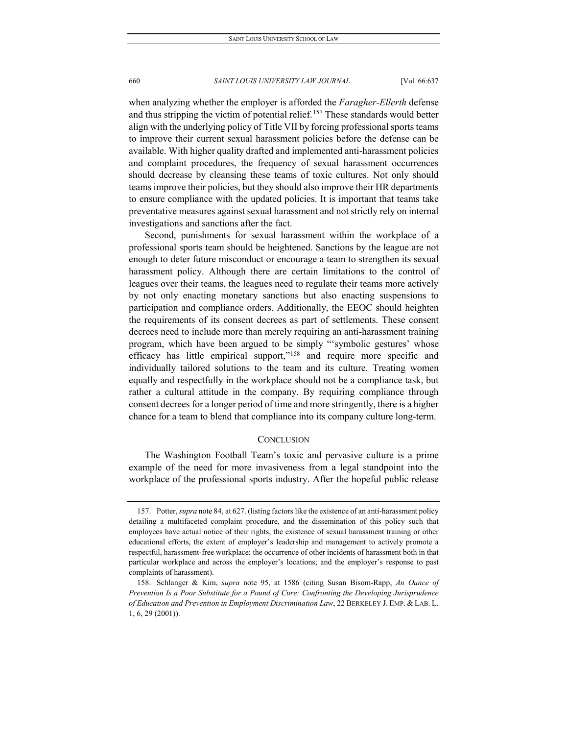when analyzing whether the employer is afforded the *Faragher-Ellerth* defense and thus stripping the victim of potential relief.[157] These standards would better align with the underlying policy of Title VII by forcing professional sports teams to improve their current sexual harassment policies before the defense can be available. With higher quality drafted and implemented anti-harassment policies and complaint procedures, the frequency of sexual harassment occurrences should decrease by cleansing these teams of toxic cultures. Not only should teams improve their policies, but they should also improve their HR departments to ensure compliance with the updated policies. It is important that teams take preventative measures against sexual harassment and not strictly rely on internal investigations and sanctions after the fact.

Second, punishments for sexual harassment within the workplace of a professional sports team should be heightened. Sanctions by the league are not enough to deter future misconduct or encourage a team to strengthen its sexual harassment policy. Although there are certain limitations to the control of leagues over their teams, the leagues need to regulate their teams more actively by not only enacting monetary sanctions but also enacting suspensions to participation and compliance orders. Additionally, the EEOC should heighten the requirements of its consent decrees as part of settlements. These consent decrees need to include more than merely requiring an anti-harassment training program, which have been argued to be simply "'symbolic gestures' whose efficacy has little empirical support,"[158] and require more specific and individually tailored solutions to the team and its culture. Treating women equally and respectfully in the workplace should not be a compliance task, but rather a cultural attitude in the company. By requiring compliance through consent decrees for a longer period of time and more stringently, there is a higher chance for a team to blend that compliance into its company culture long-term.

## CONCLUSION

The Washington Football Team's toxic and pervasive culture is a prime example of the need for more invasiveness from a legal standpoint into the workplace of the professional sports industry. After the hopeful public release

---

157. Potter, *supra* note 84, at 627. (listing factors like the existence of an anti-harassment policy detailing a multifaceted complaint procedure, and the dissemination of this policy such that employees have actual notice of their rights, the existence of sexual harassment training or other educational efforts, the extent of employer's leadership and management to actively promote a respectful, harassment-free workplace; the occurrence of other incidents of harassment both in that particular workplace and across the employer's locations; and the employer's response to past complaints of harassment).

158. Schlanger & Kim, *supra* note 95, at 1586 (citing Susan Bisom-Rapp, *An Ounce of Prevention Is a Poor Substitute for a Pound of Cure: Confronting the Developing Jurisprudence of Education and Prevention in Employment Discrimination Law*, 22 BERKELEY J. EMP. & LAB. L. 1, 6, 29 (2001)).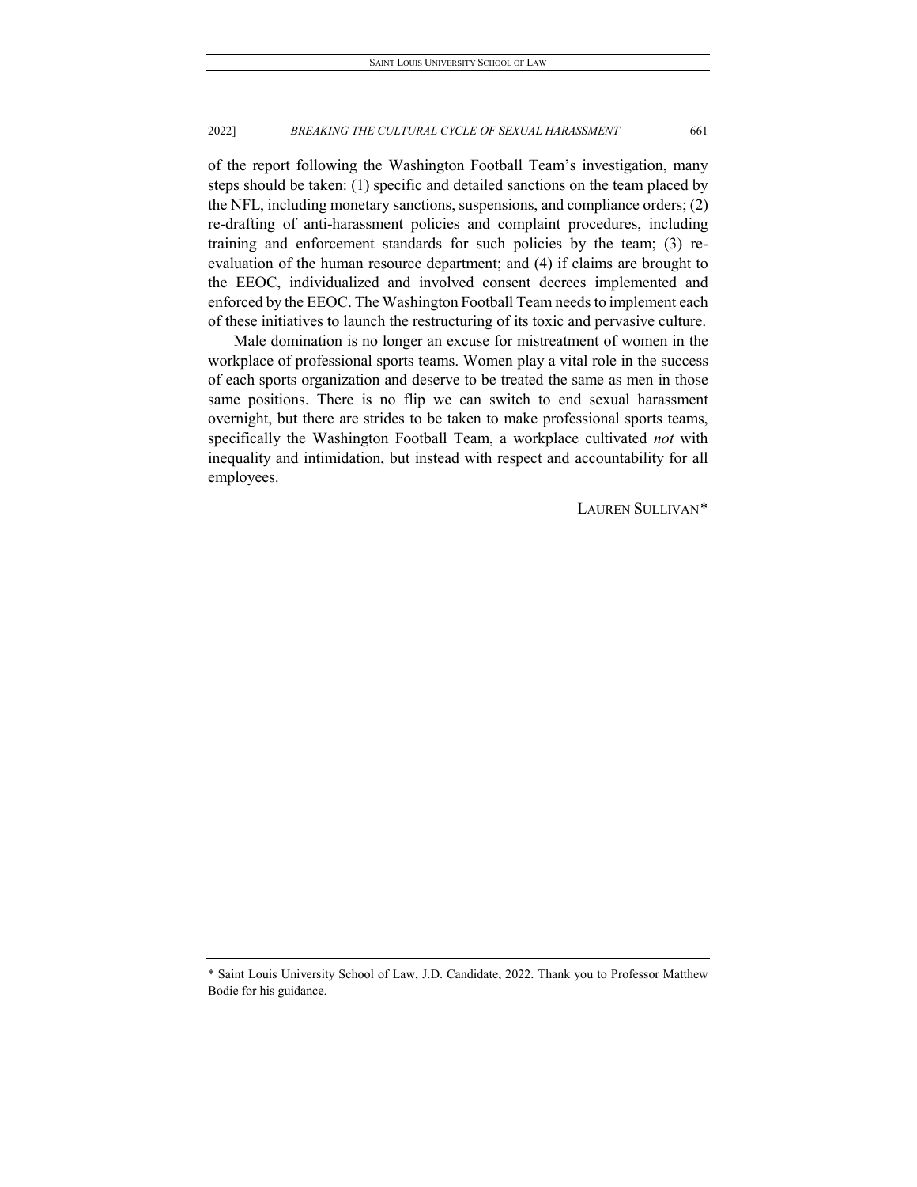of the report following the Washington Football Team's investigation, many steps should be taken: (1) specific and detailed sanctions on the team placed by the NFL, including monetary sanctions, suspensions, and compliance orders; (2) re-drafting of anti-harassment policies and complaint procedures, including training and enforcement standards for such policies by the team; (3) re-evaluation of the human resource department; and (4) if claims are brought to the EEOC, individualized and involved consent decrees implemented and enforced by the EEOC. The Washington Football Team needs to implement each of these initiatives to launch the restructuring of its toxic and pervasive culture.

Male domination is no longer an excuse for mistreatment of women in the workplace of professional sports teams. Women play a vital role in the success of each sports organization and deserve to be treated the same as men in those same positions. There is no flip we can switch to end sexual harassment overnight, but there are strides to be taken to make professional sports teams, specifically the Washington Football Team, a workplace cultivated *not* with inequality and intimidation, but instead with respect and accountability for all employees.

LAUREN SULLIVAN*

* Saint Louis University School of Law, J.D. Candidate, 2022. Thank you to Professor Matthew Bodie for his guidance.